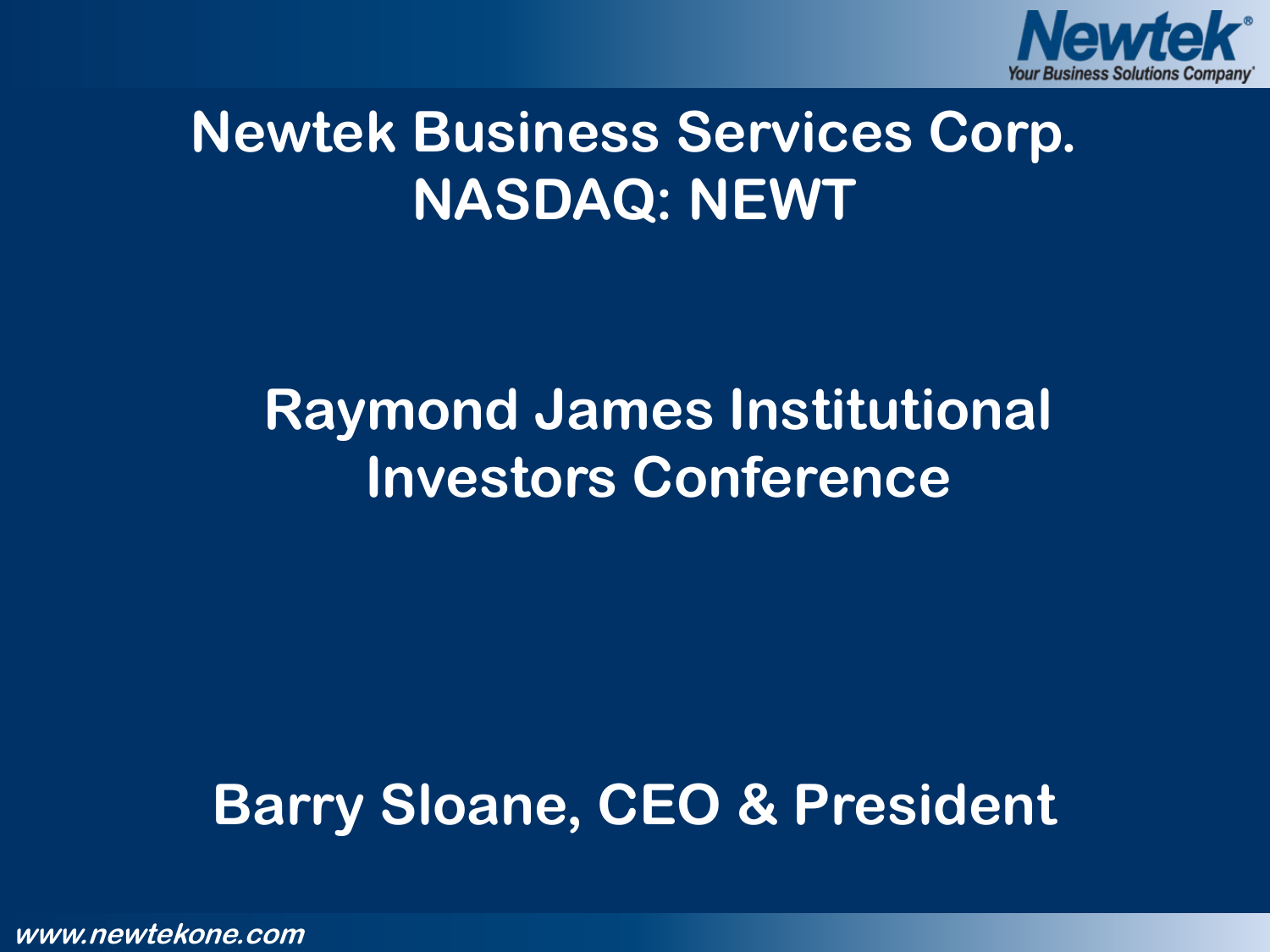# Newtek Business Services Corp.
# NASDAQ: NEWT

## Raymond James Institutional Investors Conference

## Barry Sloane, CEO & President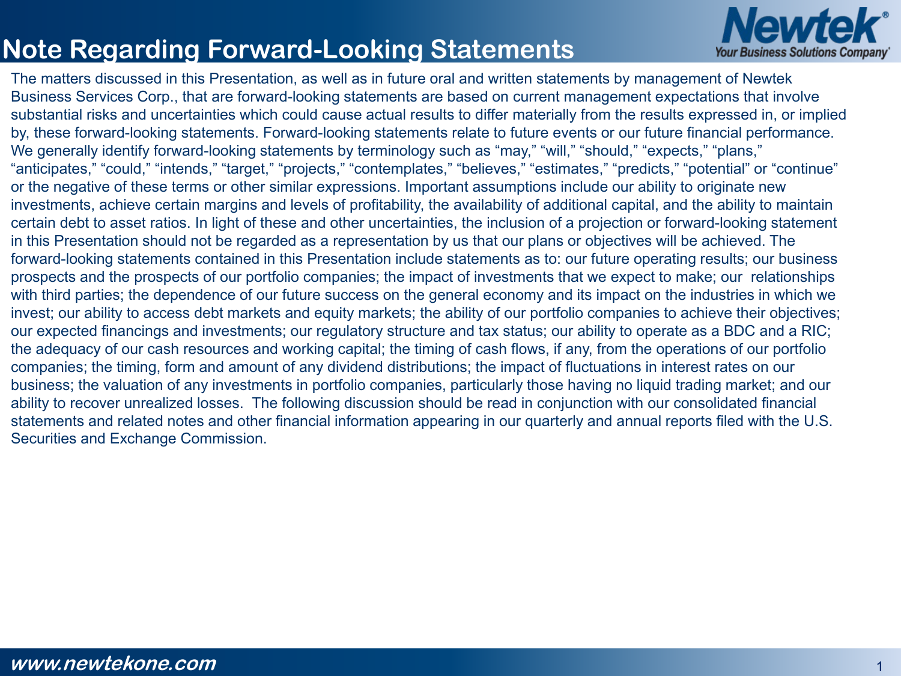# Note Regarding Forward-Looking Statements

The matters discussed in this Presentation, as well as in future oral and written statements by management of Newtek Business Services Corp., that are forward-looking statements are based on current management expectations that involve substantial risks and uncertainties which could cause actual results to differ materially from the results expressed in, or implied by, these forward-looking statements. Forward-looking statements relate to future events or our future financial performance. We generally identify forward-looking statements by terminology such as "may," "will," "should," "expects," "plans," "anticipates," "could," "intends," "target," "projects," "contemplates," "believes," "estimates," "predicts," "potential" or "continue" or the negative of these terms or other similar expressions. Important assumptions include our ability to originate new investments, achieve certain margins and levels of profitability, the availability of additional capital, and the ability to maintain certain debt to asset ratios. In light of these and other uncertainties, the inclusion of a projection or forward-looking statement in this Presentation should not be regarded as a representation by us that our plans or objectives will be achieved. The forward-looking statements contained in this Presentation include statements as to: our future operating results; our business prospects and the prospects of our portfolio companies; the impact of investments that we expect to make; our relationships with third parties; the dependence of our future success on the general economy and its impact on the industries in which we invest; our ability to access debt markets and equity markets; the ability of our portfolio companies to achieve their objectives; our expected financings and investments; our regulatory structure and tax status; our ability to operate as a BDC and a RIC; the adequacy of our cash resources and working capital; the timing of cash flows, if any, from the operations of our portfolio companies; the timing, form and amount of any dividend distributions; the impact of fluctuations in interest rates on our business; the valuation of any investments in portfolio companies, particularly those having no liquid trading market; and our ability to recover unrealized losses. The following discussion should be read in conjunction with our consolidated financial statements and related notes and other financial information appearing in our quarterly and annual reports filed with the U.S. Securities and Exchange Commission.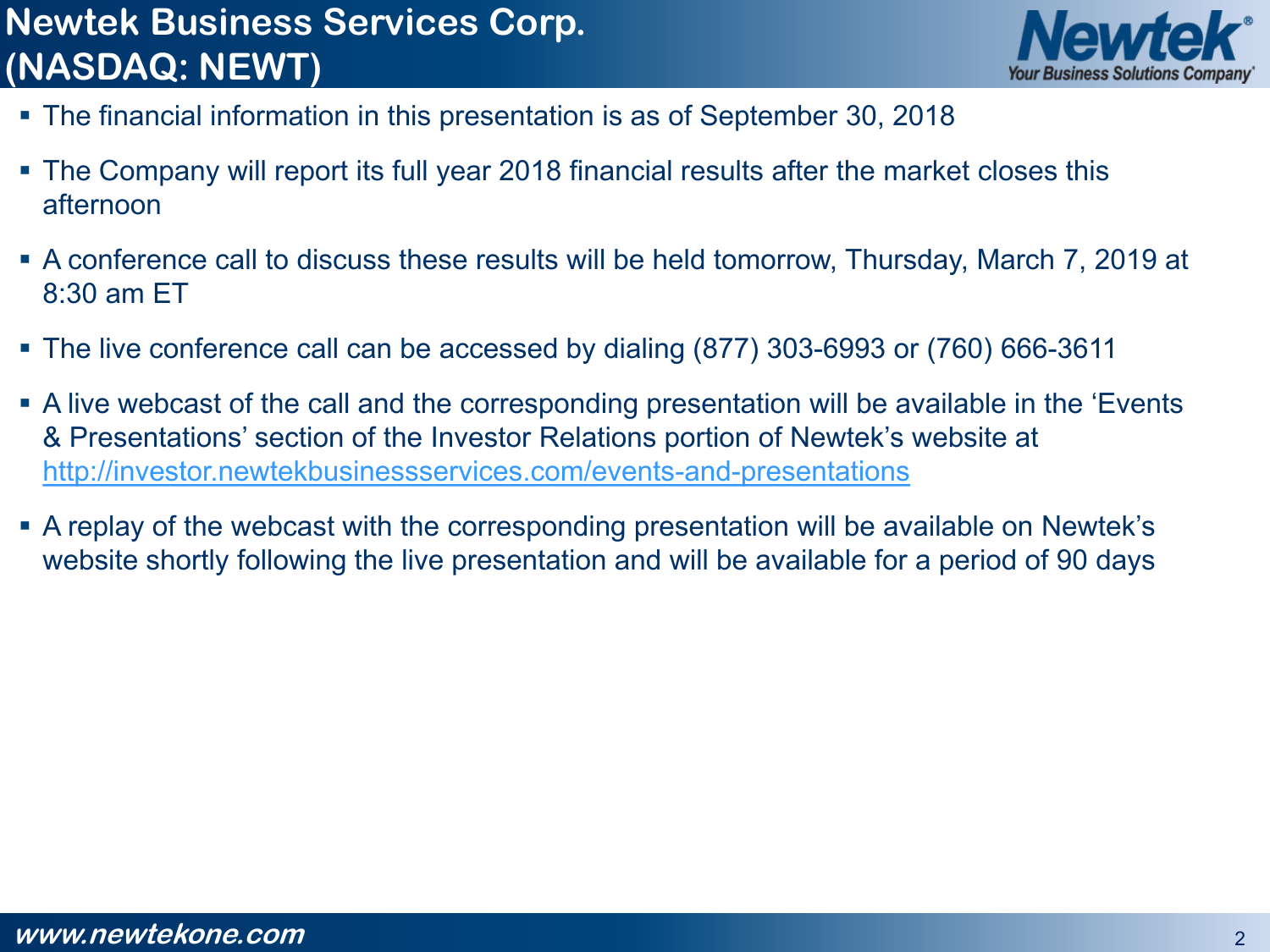# Newtek Business Services Corp. (NASDAQ: NEWT)

- The financial information in this presentation is as of September 30, 2018
- The Company will report its full year 2018 financial results after the market closes this afternoon
- A conference call to discuss these results will be held tomorrow, Thursday, March 7, 2019 at 8:30 am ET
- The live conference call can be accessed by dialing (877) 303-6993 or (760) 666-3611
- A live webcast of the call and the corresponding presentation will be available in the 'Events & Presentations' section of the Investor Relations portion of Newtek's website at http://investor.newtekbusinessservices.com/events-and-presentations
- A replay of the webcast with the corresponding presentation will be available on Newtek's website shortly following the live presentation and will be available for a period of 90 days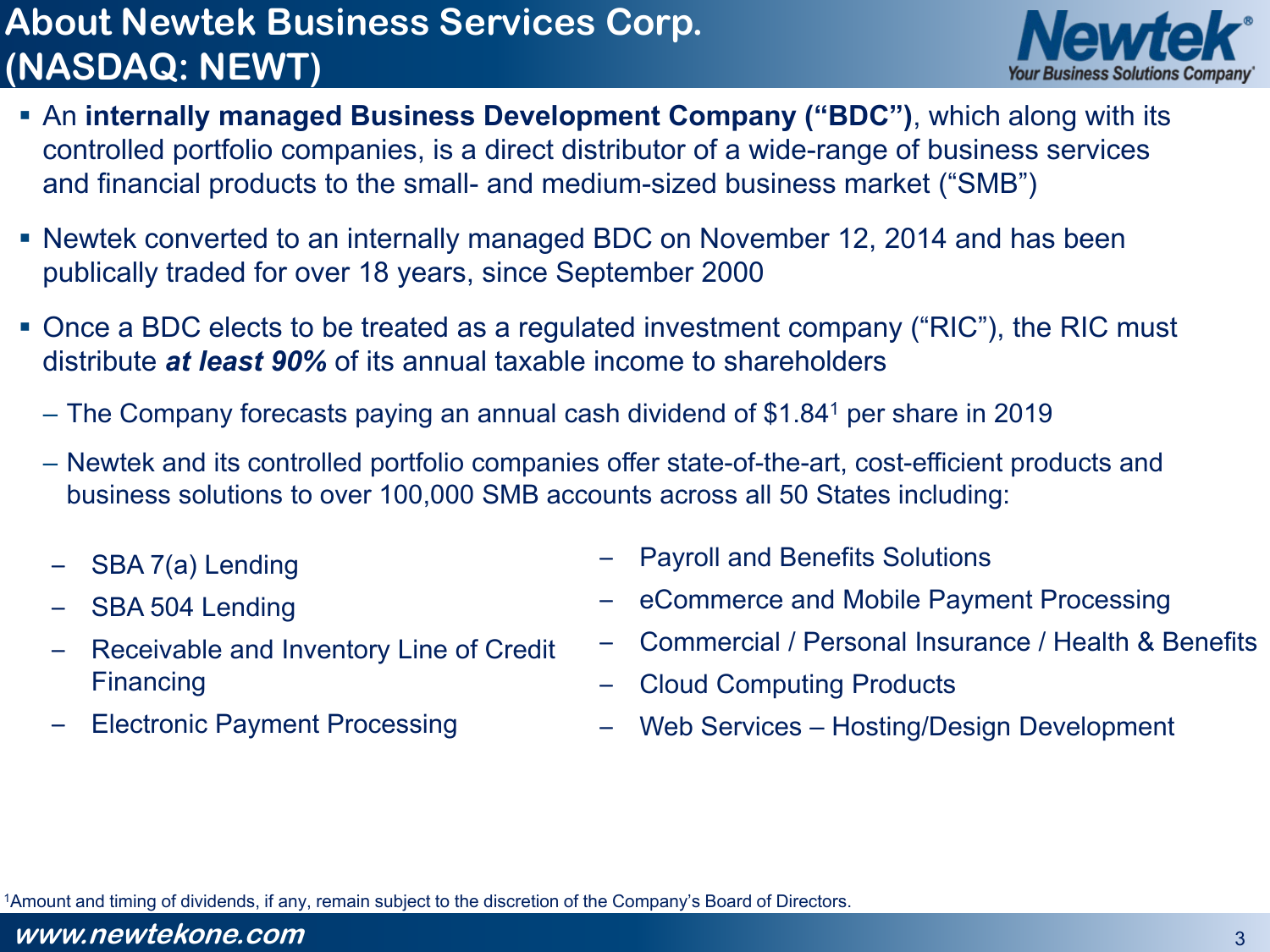# About Newtek Business Services Corp. (NASDAQ: NEWT)

- An **internally managed Business Development Company ("BDC")**, which along with its controlled portfolio companies, is a direct distributor of a wide-range of business services and financial products to the small- and medium-sized business market ("SMB")
- Newtek converted to an internally managed BDC on November 12, 2014 and has been publically traded for over 18 years, since September 2000
- Once a BDC elects to be treated as a regulated investment company ("RIC"), the RIC must distribute ***at least 90%*** of its annual taxable income to shareholders
  - The Company forecasts paying an annual cash dividend of $1.84[1] per share in 2019
  - Newtek and its controlled portfolio companies offer state-of-the-art, cost-efficient products and business solutions to over 100,000 SMB accounts across all 50 States including:
    - SBA 7(a) Lending
    - SBA 504 Lending
    - Receivable and Inventory Line of Credit Financing
    - Electronic Payment Processing
    - Payroll and Benefits Solutions
    - eCommerce and Mobile Payment Processing
    - Commercial / Personal Insurance / Health & Benefits
    - Cloud Computing Products
    - Web Services – Hosting/Design Development

[1]Amount and timing of dividends, if any, remain subject to the discretion of the Company's Board of Directors.

www.newtekone.com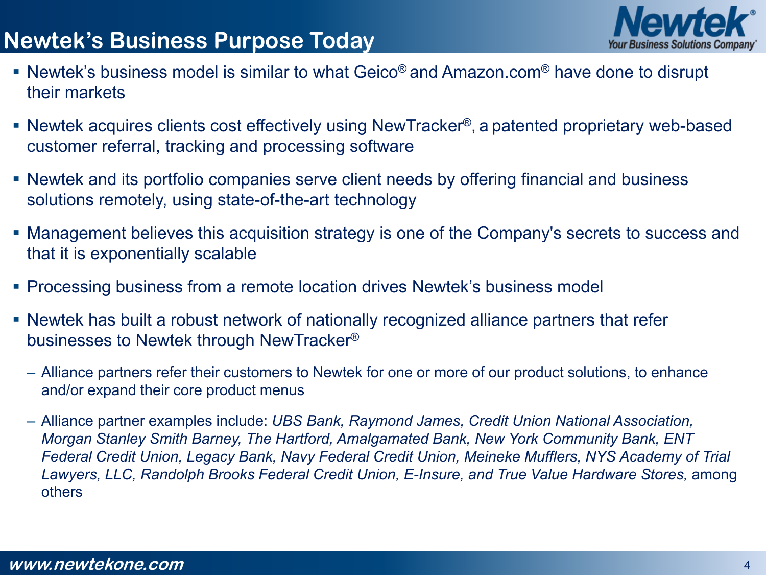# Newtek's Business Purpose Today

- Newtek's business model is similar to what Geico® and Amazon.com® have done to disrupt their markets
- Newtek acquires clients cost effectively using NewTracker®, a patented proprietary web-based customer referral, tracking and processing software
- Newtek and its portfolio companies serve client needs by offering financial and business solutions remotely, using state-of-the-art technology
- Management believes this acquisition strategy is one of the Company's secrets to success and that it is exponentially scalable
- Processing business from a remote location drives Newtek's business model
- Newtek has built a robust network of nationally recognized alliance partners that refer businesses to Newtek through NewTracker®
  - Alliance partners refer their customers to Newtek for one or more of our product solutions, to enhance and/or expand their core product menus
  - Alliance partner examples include: *UBS Bank, Raymond James, Credit Union National Association, Morgan Stanley Smith Barney, The Hartford, Amalgamated Bank, New York Community Bank, ENT Federal Credit Union, Legacy Bank, Navy Federal Credit Union, Meineke Mufflers, NYS Academy of Trial Lawyers, LLC, Randolph Brooks Federal Credit Union, E-Insure, and True Value Hardware Stores,* among others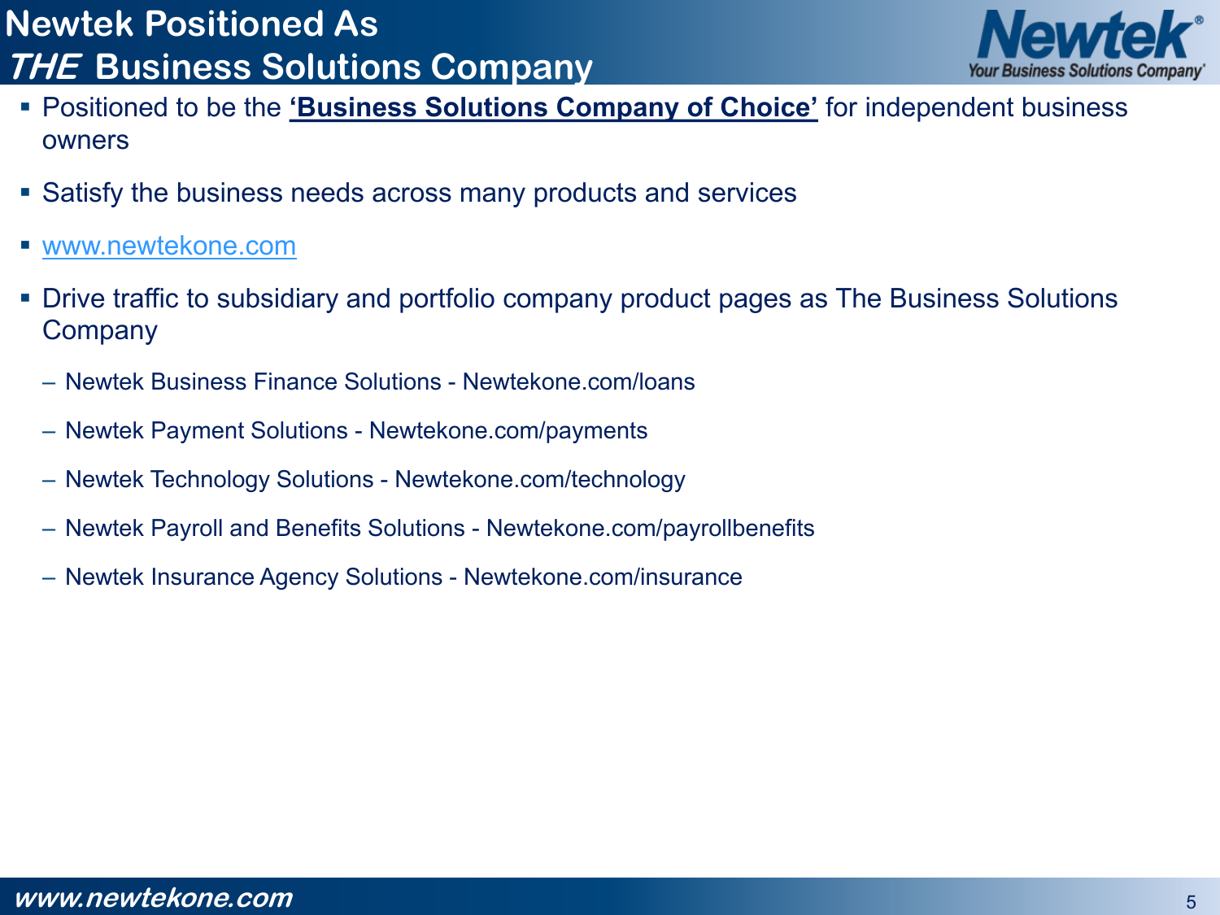# Newtek Positioned As *THE* Business Solutions Company

- Positioned to be the **'Business Solutions Company of Choice'** for independent business owners
- Satisfy the business needs across many products and services
- www.newtekone.com
- Drive traffic to subsidiary and portfolio company product pages as The Business Solutions Company
  - Newtek Business Finance Solutions - Newtekone.com/loans
  - Newtek Payment Solutions - Newtekone.com/payments
  - Newtek Technology Solutions - Newtekone.com/technology
  - Newtek Payroll and Benefits Solutions - Newtekone.com/payrollbenefits
  - Newtek Insurance Agency Solutions - Newtekone.com/insurance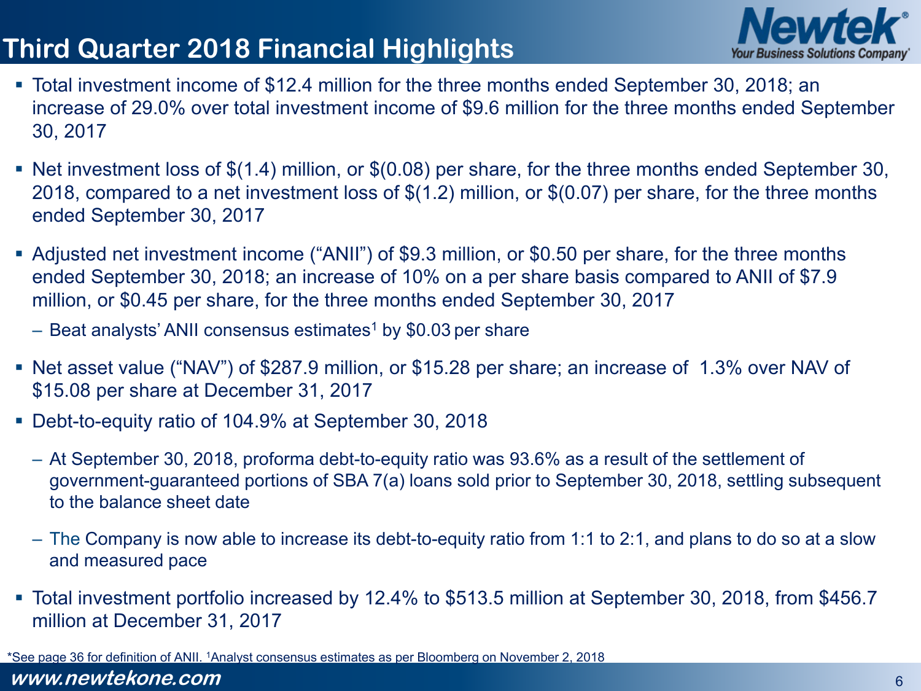# Third Quarter 2018 Financial Highlights

- Total investment income of $12.4 million for the three months ended September 30, 2018; an increase of 29.0% over total investment income of $9.6 million for the three months ended September 30, 2017
- Net investment loss of $(1.4) million, or $(0.08) per share, for the three months ended September 30, 2018, compared to a net investment loss of $(1.2) million, or $(0.07) per share, for the three months ended September 30, 2017
- Adjusted net investment income ("ANII") of $9.3 million, or $0.50 per share, for the three months ended September 30, 2018; an increase of 10% on a per share basis compared to ANII of $7.9 million, or $0.45 per share, for the three months ended September 30, 2017
  - Beat analysts' ANII consensus estimates[1] by $0.03 per share
- Net asset value ("NAV") of $287.9 million, or $15.28 per share; an increase of 1.3% over NAV of $15.08 per share at December 31, 2017
- Debt-to-equity ratio of 104.9% at September 30, 2018
  - At September 30, 2018, proforma debt-to-equity ratio was 93.6% as a result of the settlement of government-guaranteed portions of SBA 7(a) loans sold prior to September 30, 2018, settling subsequent to the balance sheet date
  - The Company is now able to increase its debt-to-equity ratio from 1:1 to 2:1, and plans to do so at a slow and measured pace
- Total investment portfolio increased by 12.4% to $513.5 million at September 30, 2018, from $456.7 million at December 31, 2017

*See page 36 for definition of ANII. [1]Analyst consensus estimates as per Bloomberg on November 2, 2018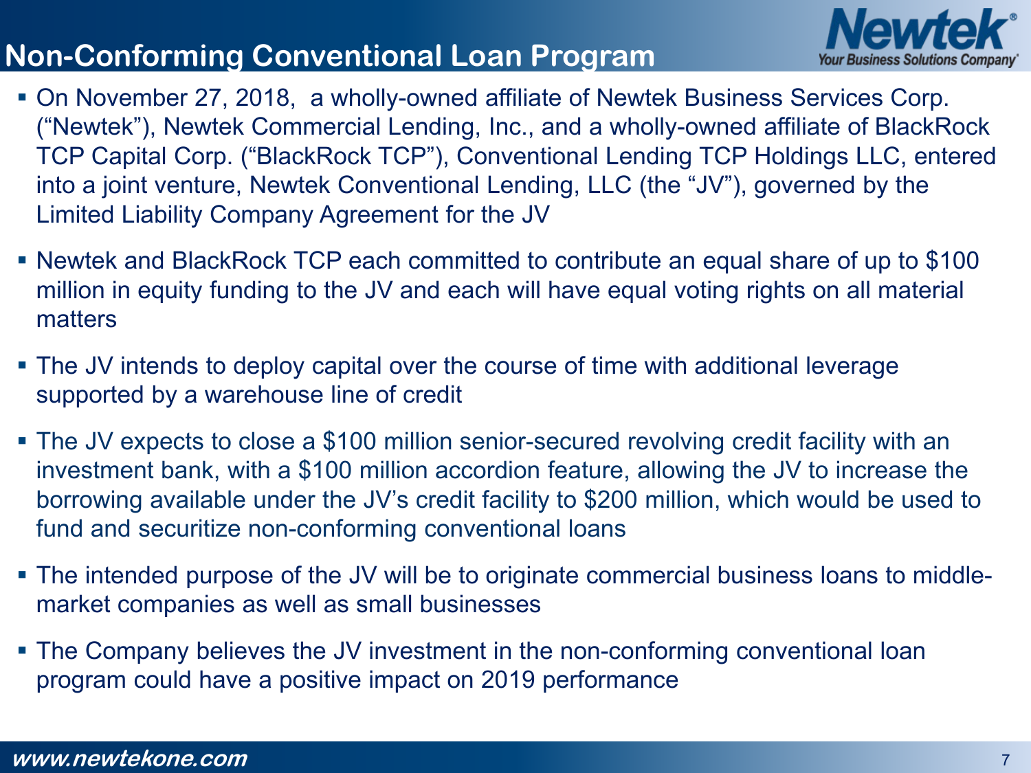# Non-Conforming Conventional Loan Program

- On November 27, 2018, a wholly-owned affiliate of Newtek Business Services Corp. ("Newtek"), Newtek Commercial Lending, Inc., and a wholly-owned affiliate of BlackRock TCP Capital Corp. ("BlackRock TCP"), Conventional Lending TCP Holdings LLC, entered into a joint venture, Newtek Conventional Lending, LLC (the "JV"), governed by the Limited Liability Company Agreement for the JV
- Newtek and BlackRock TCP each committed to contribute an equal share of up to $100 million in equity funding to the JV and each will have equal voting rights on all material matters
- The JV intends to deploy capital over the course of time with additional leverage supported by a warehouse line of credit
- The JV expects to close a $100 million senior-secured revolving credit facility with an investment bank, with a $100 million accordion feature, allowing the JV to increase the borrowing available under the JV's credit facility to $200 million, which would be used to fund and securitize non-conforming conventional loans
- The intended purpose of the JV will be to originate commercial business loans to middle-market companies as well as small businesses
- The Company believes the JV investment in the non-conforming conventional loan program could have a positive impact on 2019 performance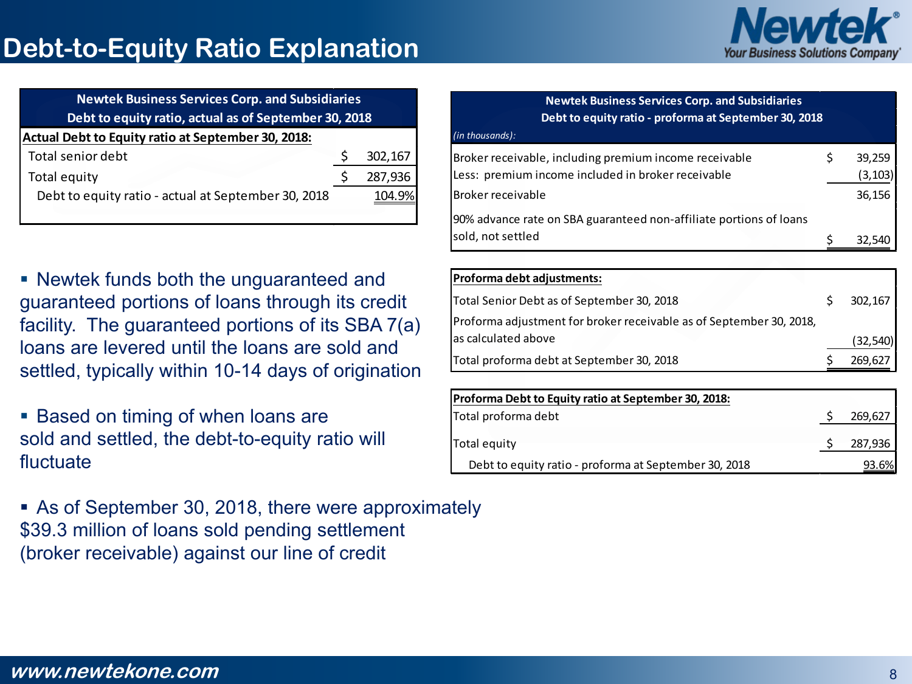# Debt-to-Equity Ratio Explanation

| Newtek Business Services Corp. and Subsidiaries<br>Debt to equity ratio, actual as of September 30, 2018 | | |
|---|---|---|
| **Actual Debt to Equity ratio at September 30, 2018:** | | |
| Total senior debt | $ | 302,167 |
| Total equity | $ | 287,936 |
| Debt to equity ratio - actual at September 30, 2018 | | 104.9% |

- Newtek funds both the unguaranteed and guaranteed portions of loans through its credit facility. The guaranteed portions of its SBA 7(a) loans are levered until the loans are sold and settled, typically within 10-14 days of origination
- Based on timing of when loans are sold and settled, the debt-to-equity ratio will fluctuate
- As of September 30, 2018, there were approximately $39.3 million of loans sold pending settlement (broker receivable) against our line of credit

| Newtek Business Services Corp. and Subsidiaries<br>Debt to equity ratio - proforma at September 30, 2018<br>*(in thousands):* | | |
|---|---|---|
| Broker receivable, including premium income receivable | $ | 39,259 |
| Less: premium income included in broker receivable | | (3,103) |
| Broker receivable | | 36,156 |
| 90% advance rate on SBA guaranteed non-affiliate portions of loans sold, not settled | $ | 32,540 |
| **Proforma debt adjustments:** | | |
| Total Senior Debt as of September 30, 2018 | $ | 302,167 |
| Proforma adjustment for broker receivable as of September 30, 2018, as calculated above | | (32,540) |
| Total proforma debt at September 30, 2018 | $ | 269,627 |
| **Proforma Debt to Equity ratio at September 30, 2018:** | | |
| Total proforma debt | $ | 269,627 |
| Total equity | $ | 287,936 |
| Debt to equity ratio - proforma at September 30, 2018 | | 93.6% |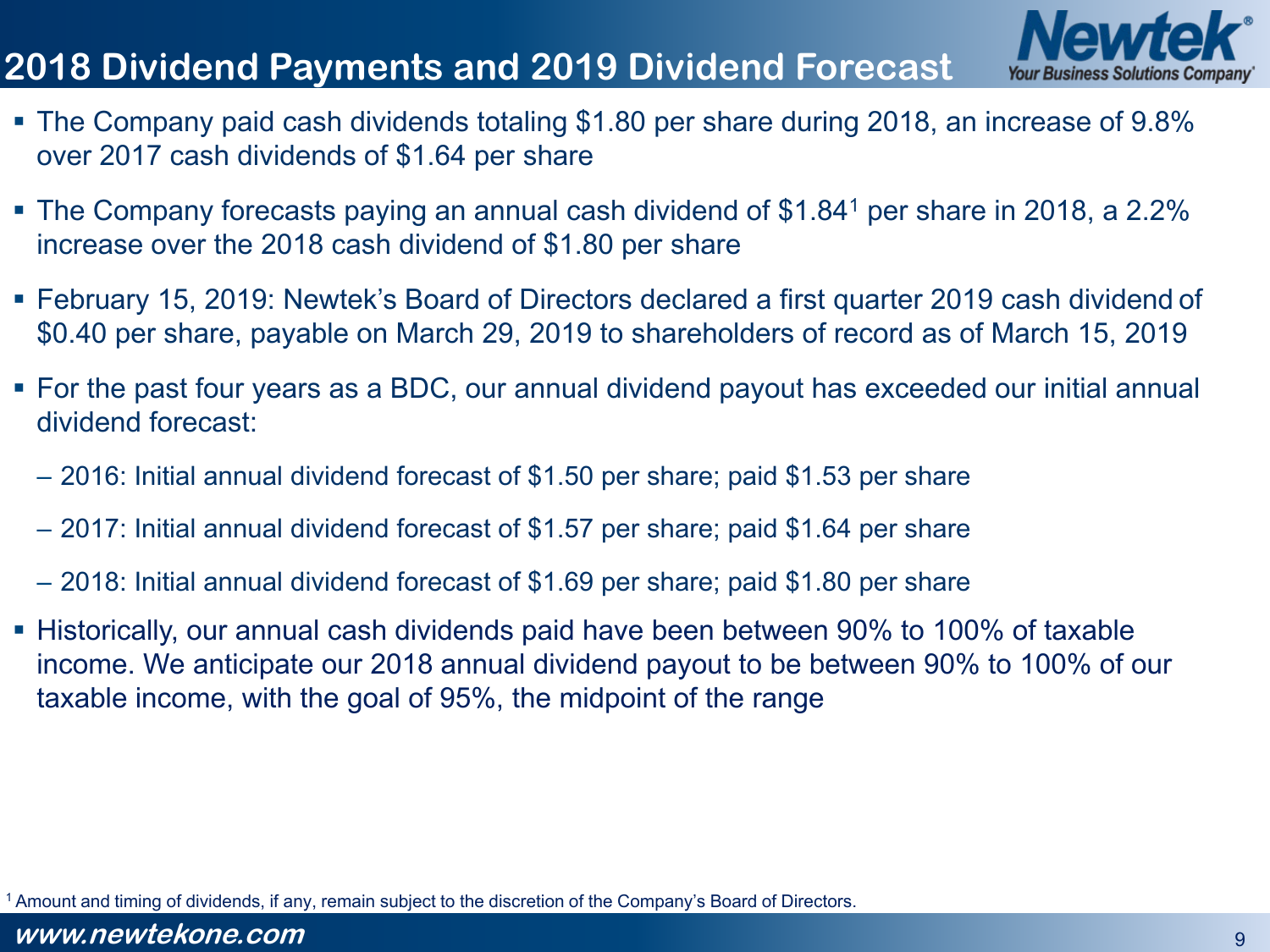# 2018 Dividend Payments and 2019 Dividend Forecast

- The Company paid cash dividends totaling $1.80 per share during 2018, an increase of 9.8% over 2017 cash dividends of $1.64 per share
- The Company forecasts paying an annual cash dividend of $1.84[1] per share in 2018, a 2.2% increase over the 2018 cash dividend of $1.80 per share
- February 15, 2019: Newtek's Board of Directors declared a first quarter 2019 cash dividend of $0.40 per share, payable on March 29, 2019 to shareholders of record as of March 15, 2019
- For the past four years as a BDC, our annual dividend payout has exceeded our initial annual dividend forecast:
  - 2016: Initial annual dividend forecast of $1.50 per share; paid $1.53 per share
  - 2017: Initial annual dividend forecast of $1.57 per share; paid $1.64 per share
  - 2018: Initial annual dividend forecast of $1.69 per share; paid $1.80 per share
- Historically, our annual cash dividends paid have been between 90% to 100% of taxable income. We anticipate our 2018 annual dividend payout to be between 90% to 100% of our taxable income, with the goal of 95%, the midpoint of the range

[1] Amount and timing of dividends, if any, remain subject to the discretion of the Company's Board of Directors.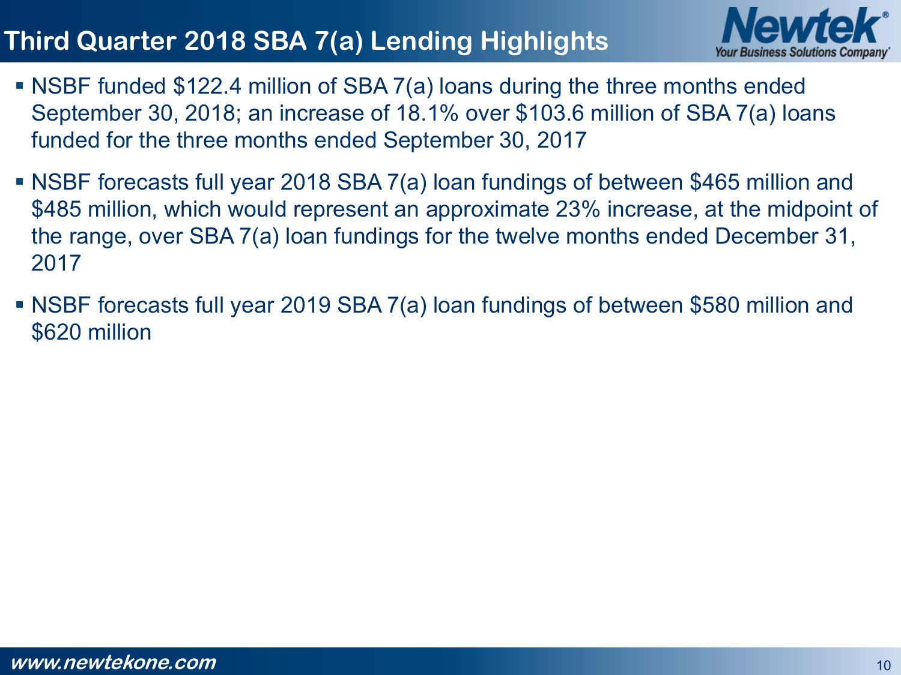# Third Quarter 2018 SBA 7(a) Lending Highlights

- NSBF funded $122.4 million of SBA 7(a) loans during the three months ended September 30, 2018; an increase of 18.1% over $103.6 million of SBA 7(a) loans funded for the three months ended September 30, 2017
- NSBF forecasts full year 2018 SBA 7(a) loan fundings of between $465 million and $485 million, which would represent an approximate 23% increase, at the midpoint of the range, over SBA 7(a) loan fundings for the twelve months ended December 31, 2017
- NSBF forecasts full year 2019 SBA 7(a) loan fundings of between $580 million and $620 million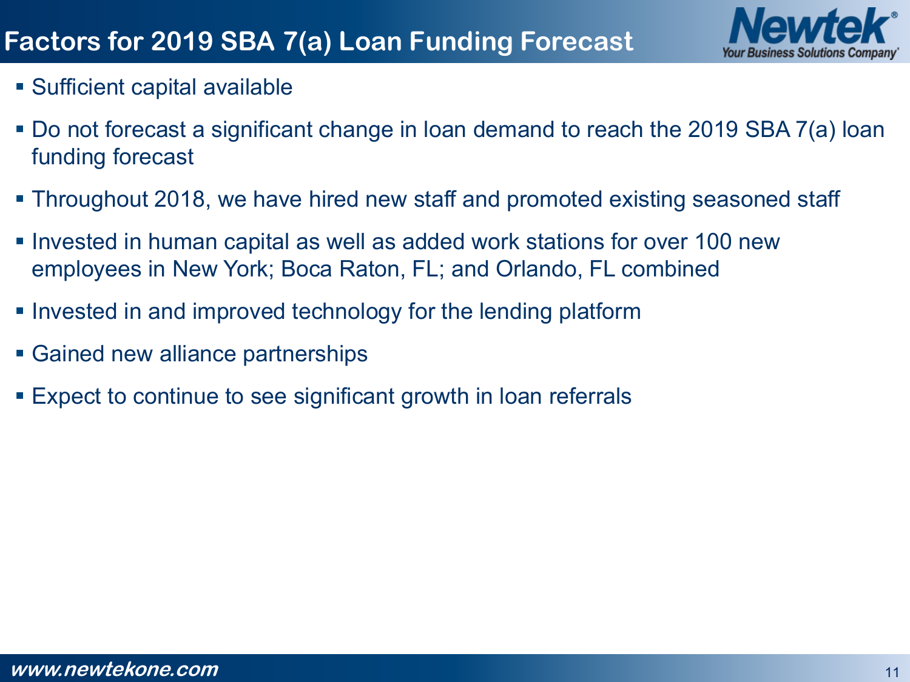# Factors for 2019 SBA 7(a) Loan Funding Forecast

- Sufficient capital available
- Do not forecast a significant change in loan demand to reach the 2019 SBA 7(a) loan funding forecast
- Throughout 2018, we have hired new staff and promoted existing seasoned staff
- Invested in human capital as well as added work stations for over 100 new employees in New York; Boca Raton, FL; and Orlando, FL combined
- Invested in and improved technology for the lending platform
- Gained new alliance partnerships
- Expect to continue to see significant growth in loan referrals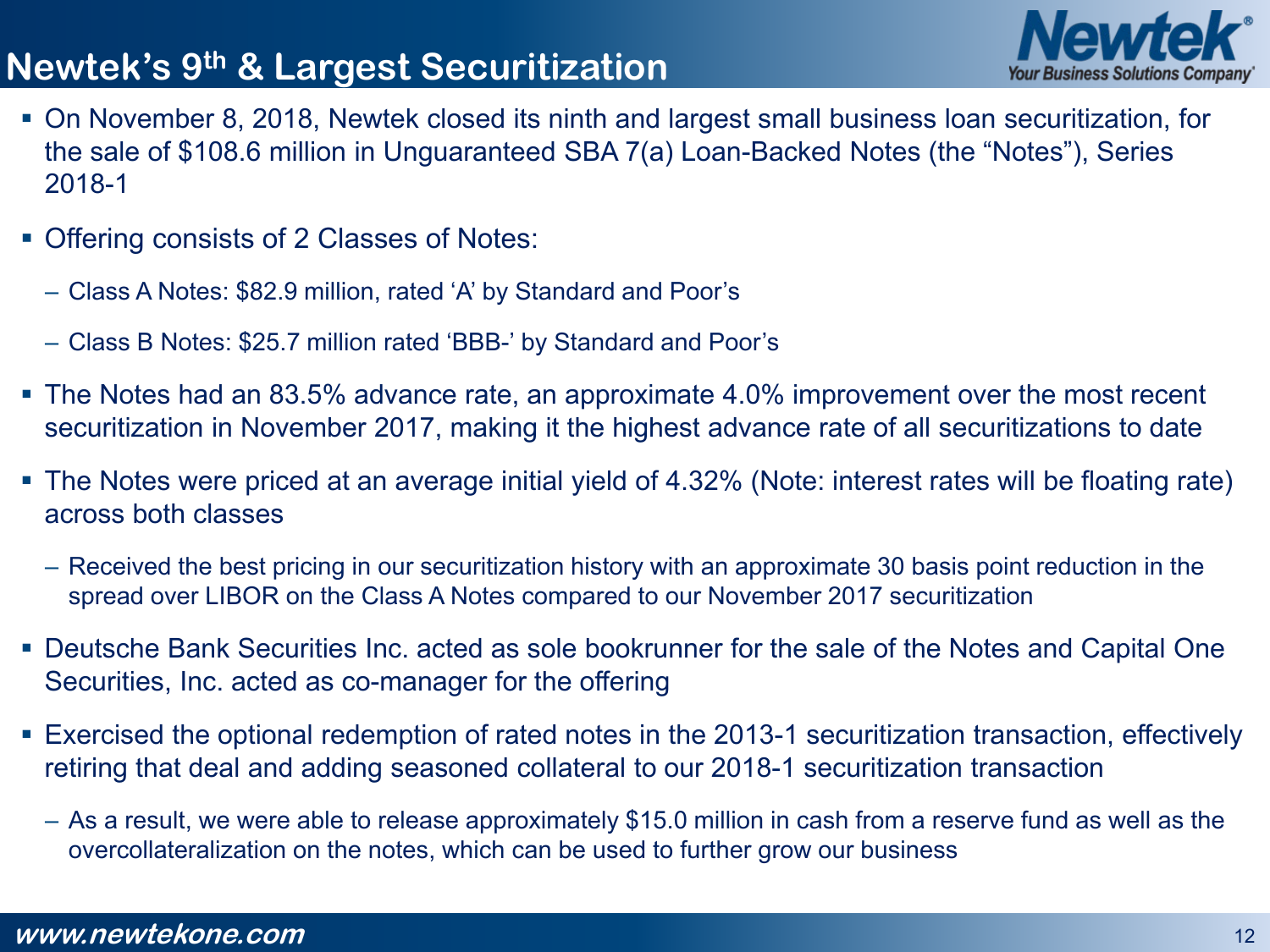# Newtek's 9th & Largest Securitization

- On November 8, 2018, Newtek closed its ninth and largest small business loan securitization, for the sale of $108.6 million in Unguaranteed SBA 7(a) Loan-Backed Notes (the "Notes"), Series 2018-1
- Offering consists of 2 Classes of Notes:
  - Class A Notes: $82.9 million, rated 'A' by Standard and Poor's
  - Class B Notes: $25.7 million rated 'BBB-' by Standard and Poor's
- The Notes had an 83.5% advance rate, an approximate 4.0% improvement over the most recent securitization in November 2017, making it the highest advance rate of all securitizations to date
- The Notes were priced at an average initial yield of 4.32% (Note: interest rates will be floating rate) across both classes
  - Received the best pricing in our securitization history with an approximate 30 basis point reduction in the spread over LIBOR on the Class A Notes compared to our November 2017 securitization
- Deutsche Bank Securities Inc. acted as sole bookrunner for the sale of the Notes and Capital One Securities, Inc. acted as co-manager for the offering
- Exercised the optional redemption of rated notes in the 2013-1 securitization transaction, effectively retiring that deal and adding seasoned collateral to our 2018-1 securitization transaction
  - As a result, we were able to release approximately $15.0 million in cash from a reserve fund as well as the overcollateralization on the notes, which can be used to further grow our business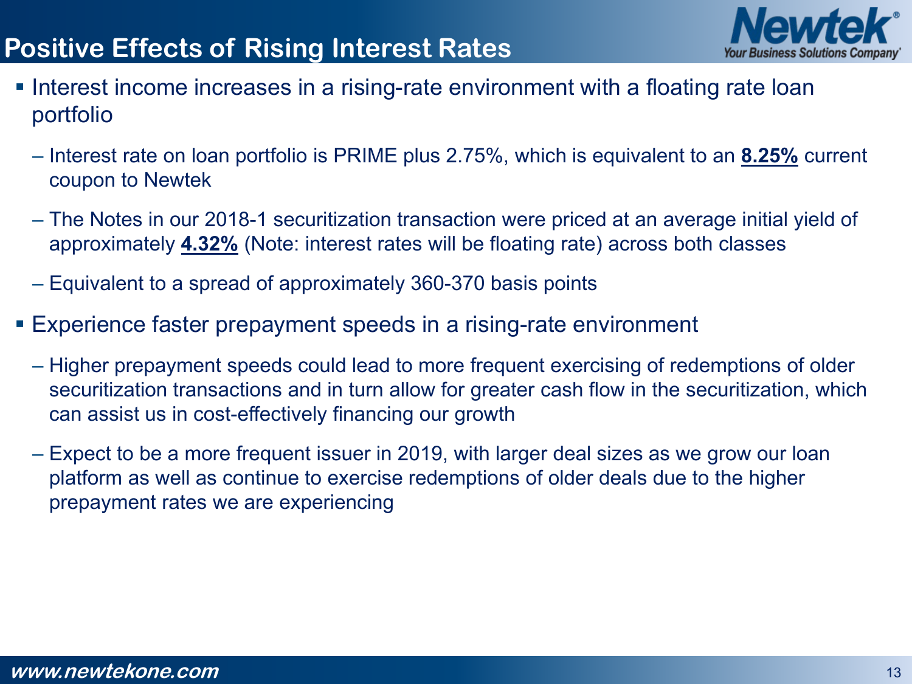# Positive Effects of Rising Interest Rates

- Interest income increases in a rising-rate environment with a floating rate loan portfolio
  - Interest rate on loan portfolio is PRIME plus 2.75%, which is equivalent to an **8.25%** current coupon to Newtek
  - The Notes in our 2018-1 securitization transaction were priced at an average initial yield of approximately **4.32%** (Note: interest rates will be floating rate) across both classes
  - Equivalent to a spread of approximately 360-370 basis points
- Experience faster prepayment speeds in a rising-rate environment
  - Higher prepayment speeds could lead to more frequent exercising of redemptions of older securitization transactions and in turn allow for greater cash flow in the securitization, which can assist us in cost-effectively financing our growth
  - Expect to be a more frequent issuer in 2019, with larger deal sizes as we grow our loan platform as well as continue to exercise redemptions of older deals due to the higher prepayment rates we are experiencing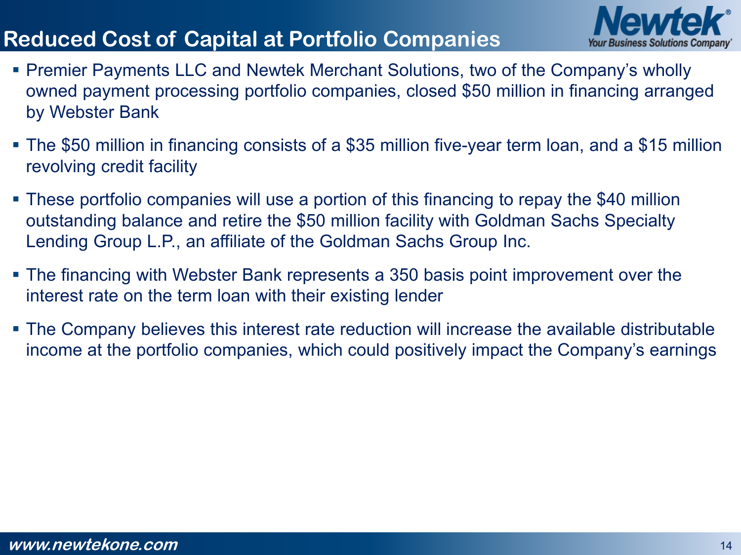# Reduced Cost of Capital at Portfolio Companies

- Premier Payments LLC and Newtek Merchant Solutions, two of the Company's wholly owned payment processing portfolio companies, closed $50 million in financing arranged by Webster Bank
- The $50 million in financing consists of a $35 million five-year term loan, and a $15 million revolving credit facility
- These portfolio companies will use a portion of this financing to repay the $40 million outstanding balance and retire the $50 million facility with Goldman Sachs Specialty Lending Group L.P., an affiliate of the Goldman Sachs Group Inc.
- The financing with Webster Bank represents a 350 basis point improvement over the interest rate on the term loan with their existing lender
- The Company believes this interest rate reduction will increase the available distributable income at the portfolio companies, which could positively impact the Company's earnings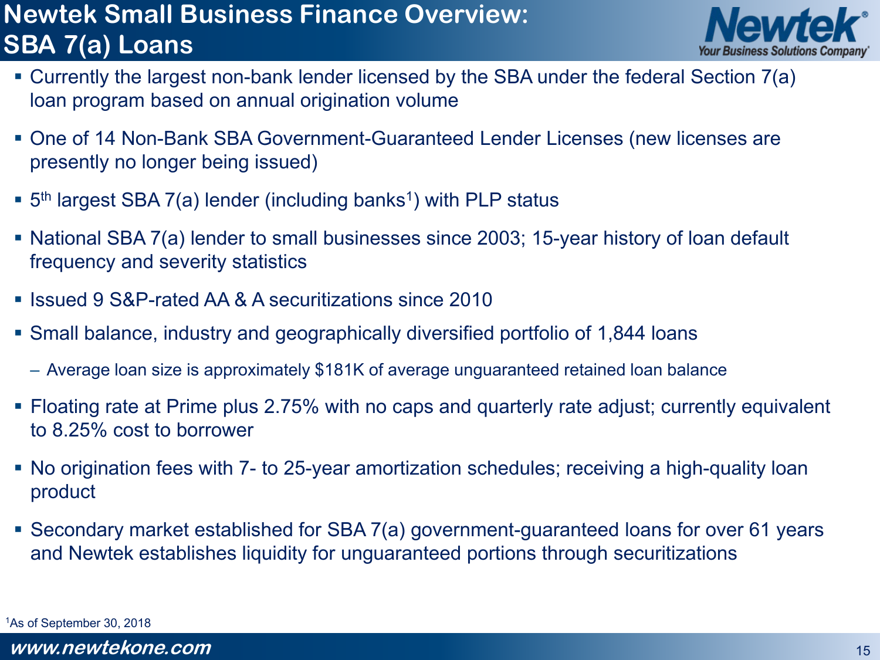# Newtek Small Business Finance Overview: SBA 7(a) Loans

- Currently the largest non-bank lender licensed by the SBA under the federal Section 7(a) loan program based on annual origination volume
- One of 14 Non-Bank SBA Government-Guaranteed Lender Licenses (new licenses are presently no longer being issued)
- 5th largest SBA 7(a) lender (including banks[1]) with PLP status
- National SBA 7(a) lender to small businesses since 2003; 15-year history of loan default frequency and severity statistics
- Issued 9 S&P-rated AA & A securitizations since 2010
- Small balance, industry and geographically diversified portfolio of 1,844 loans
  - Average loan size is approximately $181K of average unguaranteed retained loan balance
- Floating rate at Prime plus 2.75% with no caps and quarterly rate adjust; currently equivalent to 8.25% cost to borrower
- No origination fees with 7- to 25-year amortization schedules; receiving a high-quality loan product
- Secondary market established for SBA 7(a) government-guaranteed loans for over 61 years and Newtek establishes liquidity for unguaranteed portions through securitizations

[1] As of September 30, 2018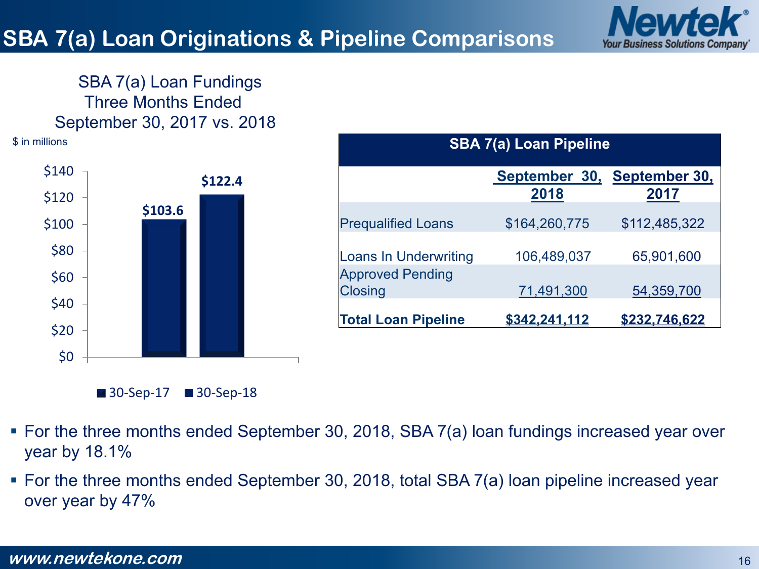# SBA 7(a) Loan Originations & Pipeline Comparisons

SBA 7(a) Loan Fundings
Three Months Ended
September 30, 2017 vs. 2018

$ in millions

| Period | Fundings |
|---|---|
| 30-Sep-17 | $103.6 |
| 30-Sep-18 | $122.4 |

| SBA 7(a) Loan Pipeline | | |
|---|---|---|
| | September 30, 2018 | September 30, 2017 |
| Prequalified Loans | $164,260,775 | $112,485,322 |
| Loans In Underwriting | 106,489,037 | 65,901,600 |
| Approved Pending Closing | 71,491,300 | 54,359,700 |
| **Total Loan Pipeline** | **$342,241,112** | **$232,746,622** |

- For the three months ended September 30, 2018, SBA 7(a) loan fundings increased year over year by 18.1%
- For the three months ended September 30, 2018, total SBA 7(a) loan pipeline increased year over year by 47%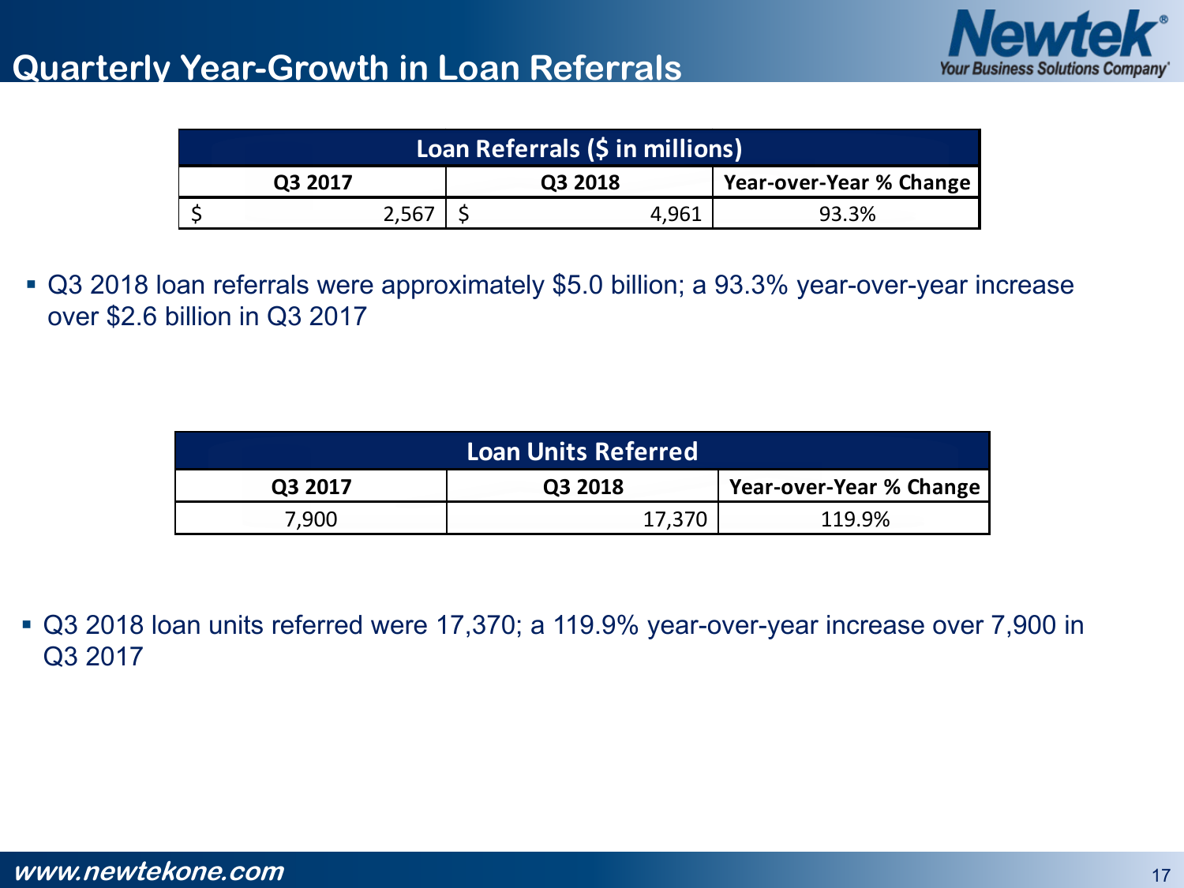# Quarterly Year-Growth in Loan Referrals

| Loan Referrals ($ in millions) | | |
|---|---|---|
| Q3 2017 | Q3 2018 | Year-over-Year % Change |
| $ 2,567 | $ 4,961 | 93.3% |

- Q3 2018 loan referrals were approximately $5.0 billion; a 93.3% year-over-year increase over $2.6 billion in Q3 2017

| Loan Units Referred | | |
|---|---|---|
| Q3 2017 | Q3 2018 | Year-over-Year % Change |
| 7,900 | 17,370 | 119.9% |

- Q3 2018 loan units referred were 17,370; a 119.9% year-over-year increase over 7,900 in Q3 2017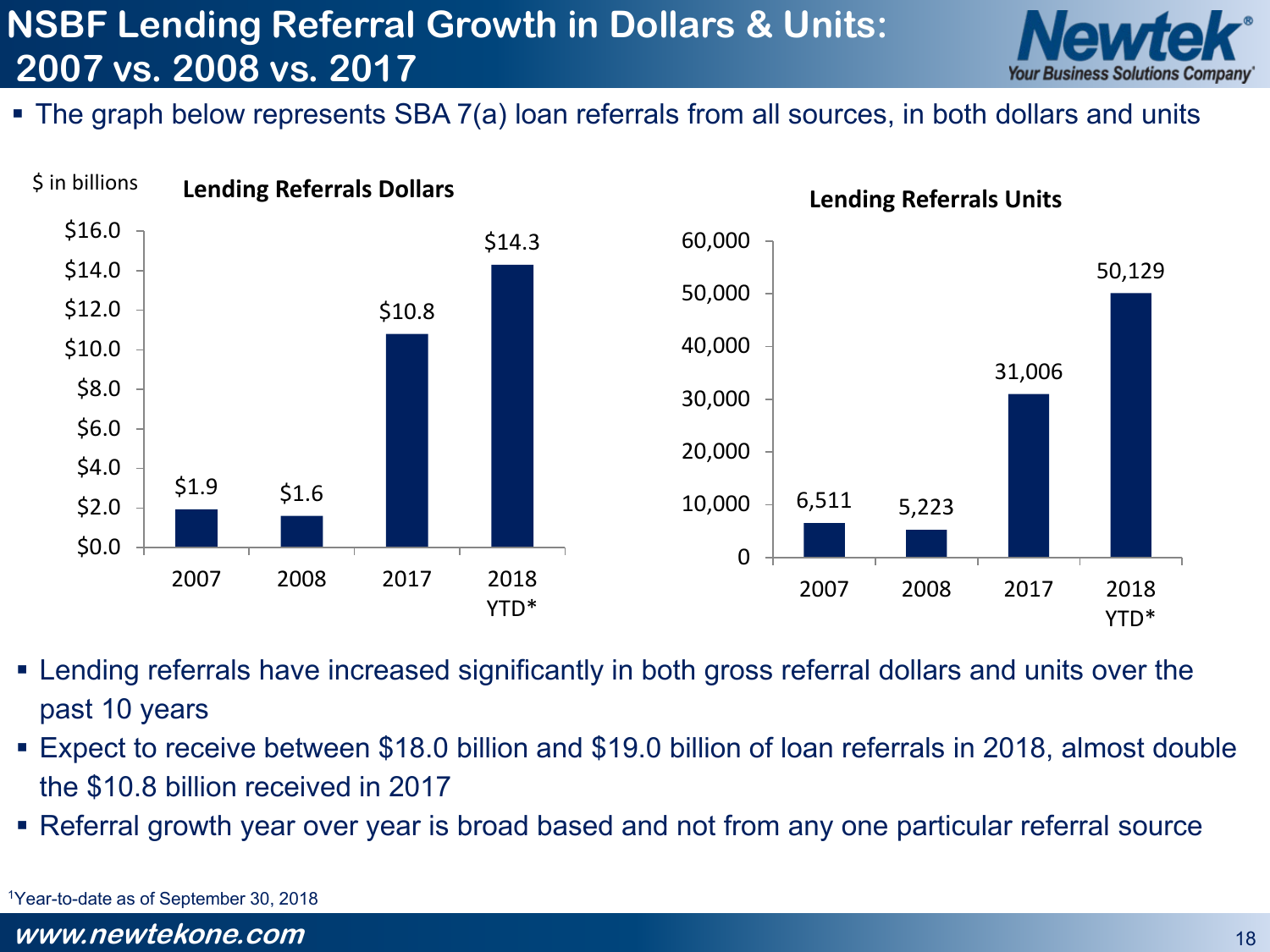# NSBF Lending Referral Growth in Dollars & Units: 2007 vs. 2008 vs. 2017

- The graph below represents SBA 7(a) loan referrals from all sources, in both dollars and units

**Lending Referrals Dollars** ($ in billions)

| Year | Dollars |
|---|---|
| 2007 | $1.9 |
| 2008 | $1.6 |
| 2017 | $10.8 |
| 2018 YTD* | $14.3 |

**Lending Referrals Units**

| Year | Units |
|---|---|
| 2007 | 6,511 |
| 2008 | 5,223 |
| 2017 | 31,006 |
| 2018 YTD* | 50,129 |

- Lending referrals have increased significantly in both gross referral dollars and units over the past 10 years
- Expect to receive between $18.0 billion and $19.0 billion of loan referrals in 2018, almost double the $10.8 billion received in 2017
- Referral growth year over year is broad based and not from any one particular referral source

[1]Year-to-date as of September 30, 2018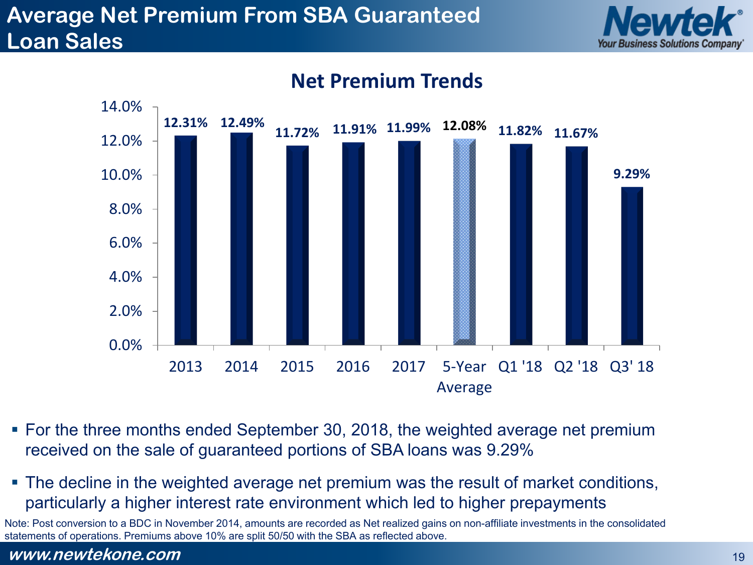# Average Net Premium From SBA Guaranteed Loan Sales

## Net Premium Trends

| Period | Net Premium |
|---|---|
| 2013 | 12.31% |
| 2014 | 12.49% |
| 2015 | 11.72% |
| 2016 | 11.91% |
| 2017 | 11.99% |
| 5-Year Average | 12.08% |
| Q1 '18 | 11.82% |
| Q2 '18 | 11.67% |
| Q3' 18 | 9.29% |

- For the three months ended September 30, 2018, the weighted average net premium received on the sale of guaranteed portions of SBA loans was 9.29%
- The decline in the weighted average net premium was the result of market conditions, particularly a higher interest rate environment which led to higher prepayments

Note: Post conversion to a BDC in November 2014, amounts are recorded as Net realized gains on non-affiliate investments in the consolidated statements of operations. Premiums above 10% are split 50/50 with the SBA as reflected above.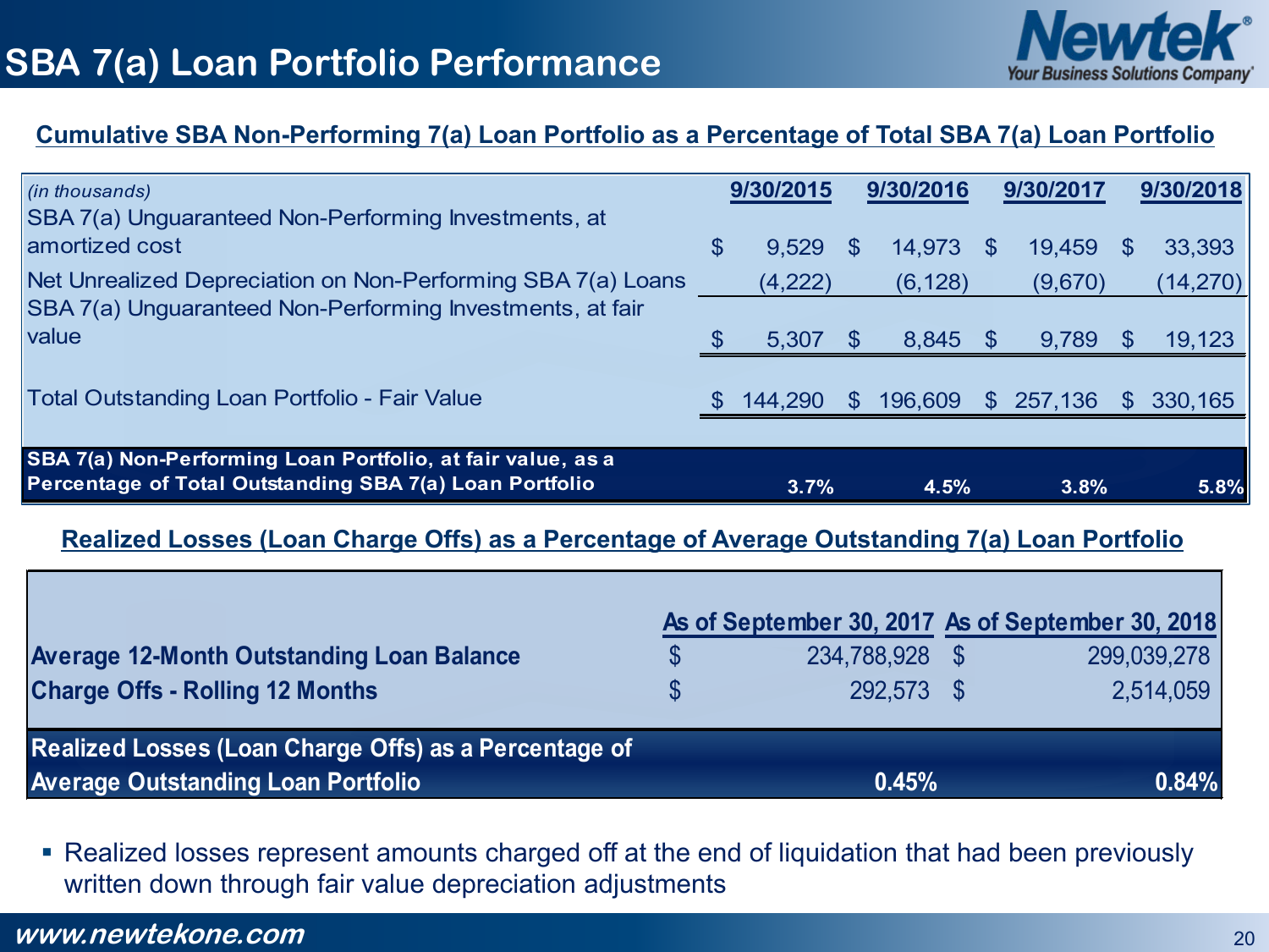# SBA 7(a) Loan Portfolio Performance

## Cumulative SBA Non-Performing 7(a) Loan Portfolio as a Percentage of Total SBA 7(a) Loan Portfolio

| *(in thousands)* | 9/30/2015 | 9/30/2016 | 9/30/2017 | 9/30/2018 |
|---|---|---|---|---|
| SBA 7(a) Unguaranteed Non-Performing Investments, at amortized cost | $ 9,529 | $ 14,973 | $ 19,459 | $ 33,393 |
| Net Unrealized Depreciation on Non-Performing SBA 7(a) Loans | (4,222) | (6,128) | (9,670) | (14,270) |
| SBA 7(a) Unguaranteed Non-Performing Investments, at fair value | $ 5,307 | $ 8,845 | $ 9,789 | $ 19,123 |
| Total Outstanding Loan Portfolio - Fair Value | $ 144,290 | $ 196,609 | $ 257,136 | $ 330,165 |
| **SBA 7(a) Non-Performing Loan Portfolio, at fair value, as a Percentage of Total Outstanding SBA 7(a) Loan Portfolio** | **3.7%** | **4.5%** | **3.8%** | **5.8%** |

## Realized Losses (Loan Charge Offs) as a Percentage of Average Outstanding 7(a) Loan Portfolio

| | As of September 30, 2017 | As of September 30, 2018 |
|---|---|---|
| **Average 12-Month Outstanding Loan Balance** | $ 234,788,928 | $ 299,039,278 |
| **Charge Offs - Rolling 12 Months** | $ 292,573 | $ 2,514,059 |
| **Realized Losses (Loan Charge Offs) as a Percentage of Average Outstanding Loan Portfolio** | **0.45%** | **0.84%** |

- Realized losses represent amounts charged off at the end of liquidation that had been previously written down through fair value depreciation adjustments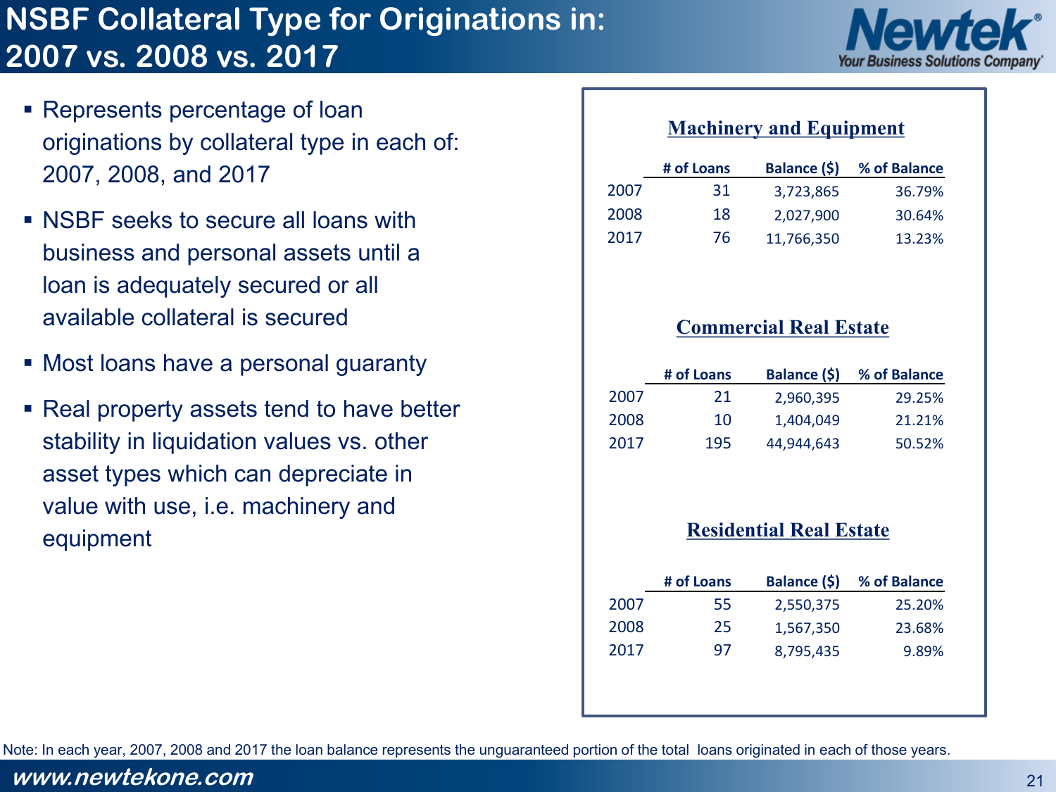# NSBF Collateral Type for Originations in: 2007 vs. 2008 vs. 2017

- Represents percentage of loan originations by collateral type in each of: 2007, 2008, and 2017
- NSBF seeks to secure all loans with business and personal assets until a loan is adequately secured or all available collateral is secured
- Most loans have a personal guaranty
- Real property assets tend to have better stability in liquidation values vs. other asset types which can depreciate in value with use, i.e. machinery and equipment

**Machinery and Equipment**

| | # of Loans | Balance ($) | % of Balance |
|---|---|---|---|
| 2007 | 31 | 3,723,865 | 36.79% |
| 2008 | 18 | 2,027,900 | 30.64% |
| 2017 | 76 | 11,766,350 | 13.23% |

**Commercial Real Estate**

| | # of Loans | Balance ($) | % of Balance |
|---|---|---|---|
| 2007 | 21 | 2,960,395 | 29.25% |
| 2008 | 10 | 1,404,049 | 21.21% |
| 2017 | 195 | 44,944,643 | 50.52% |

**Residential Real Estate**

| | # of Loans | Balance ($) | % of Balance |
|---|---|---|---|
| 2007 | 55 | 2,550,375 | 25.20% |
| 2008 | 25 | 1,567,350 | 23.68% |
| 2017 | 97 | 8,795,435 | 9.89% |

Note: In each year, 2007, 2008 and 2017 the loan balance represents the unguaranteed portion of the total loans originated in each of those years.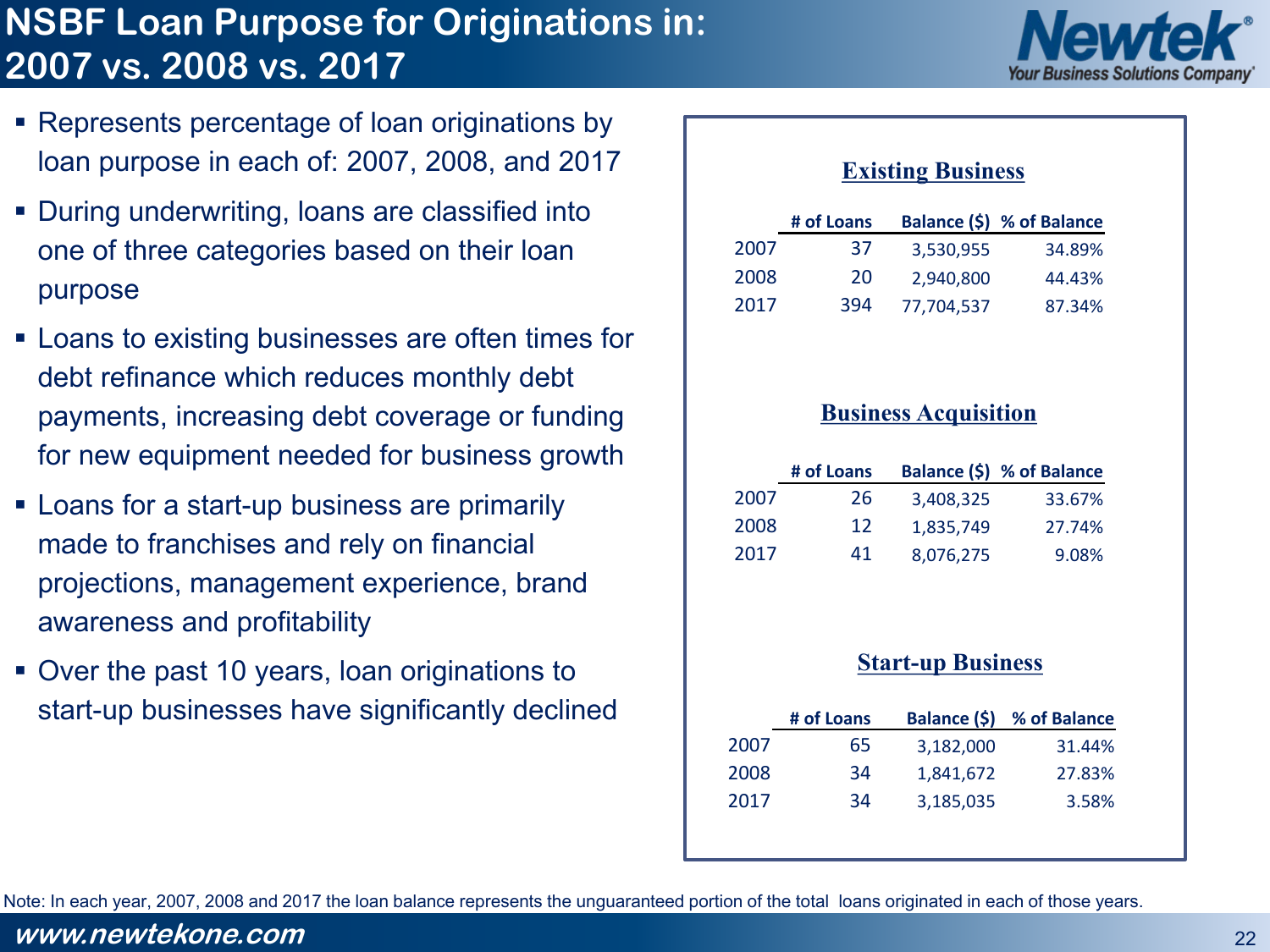# NSBF Loan Purpose for Originations in: 2007 vs. 2008 vs. 2017

- Represents percentage of loan originations by loan purpose in each of: 2007, 2008, and 2017
- During underwriting, loans are classified into one of three categories based on their loan purpose
- Loans to existing businesses are often times for debt refinance which reduces monthly debt payments, increasing debt coverage or funding for new equipment needed for business growth
- Loans for a start-up business are primarily made to franchises and rely on financial projections, management experience, brand awareness and profitability
- Over the past 10 years, loan originations to start-up businesses have significantly declined

**Existing Business**

| | # of Loans | Balance ($) | % of Balance |
|---|---|---|---|
| 2007 | 37 | 3,530,955 | 34.89% |
| 2008 | 20 | 2,940,800 | 44.43% |
| 2017 | 394 | 77,704,537 | 87.34% |

**Business Acquisition**

| | # of Loans | Balance ($) | % of Balance |
|---|---|---|---|
| 2007 | 26 | 3,408,325 | 33.67% |
| 2008 | 12 | 1,835,749 | 27.74% |
| 2017 | 41 | 8,076,275 | 9.08% |

**Start-up Business**

| | # of Loans | Balance ($) | % of Balance |
|---|---|---|---|
| 2007 | 65 | 3,182,000 | 31.44% |
| 2008 | 34 | 1,841,672 | 27.83% |
| 2017 | 34 | 3,185,035 | 3.58% |

Note: In each year, 2007, 2008 and 2017 the loan balance represents the unguaranteed portion of the total loans originated in each of those years.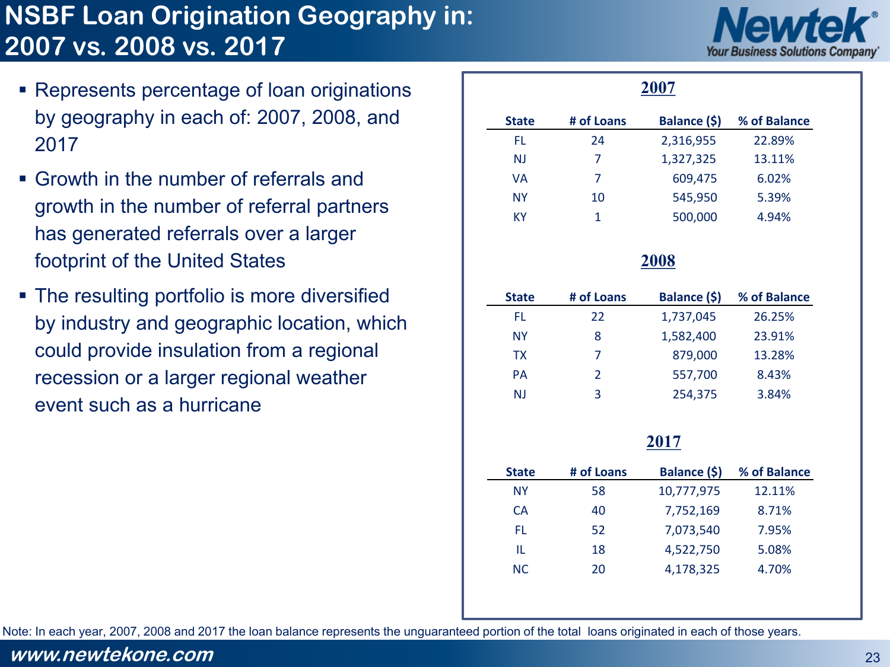# NSBF Loan Origination Geography in: 2007 vs. 2008 vs. 2017

- Represents percentage of loan originations by geography in each of: 2007, 2008, and 2017
- Growth in the number of referrals and growth in the number of referral partners has generated referrals over a larger footprint of the United States
- The resulting portfolio is more diversified by industry and geographic location, which could provide insulation from a regional recession or a larger regional weather event such as a hurricane

**2007**

| State | # of Loans | Balance ($) | % of Balance |
|---|---|---|---|
| FL | 24 | 2,316,955 | 22.89% |
| NJ | 7 | 1,327,325 | 13.11% |
| VA | 7 | 609,475 | 6.02% |
| NY | 10 | 545,950 | 5.39% |
| KY | 1 | 500,000 | 4.94% |

**2008**

| State | # of Loans | Balance ($) | % of Balance |
|---|---|---|---|
| FL | 22 | 1,737,045 | 26.25% |
| NY | 8 | 1,582,400 | 23.91% |
| TX | 7 | 879,000 | 13.28% |
| PA | 2 | 557,700 | 8.43% |
| NJ | 3 | 254,375 | 3.84% |

**2017**

| State | # of Loans | Balance ($) | % of Balance |
|---|---|---|---|
| NY | 58 | 10,777,975 | 12.11% |
| CA | 40 | 7,752,169 | 8.71% |
| FL | 52 | 7,073,540 | 7.95% |
| IL | 18 | 4,522,750 | 5.08% |
| NC | 20 | 4,178,325 | 4.70% |

Note: In each year, 2007, 2008 and 2017 the loan balance represents the unguaranteed portion of the total loans originated in each of those years.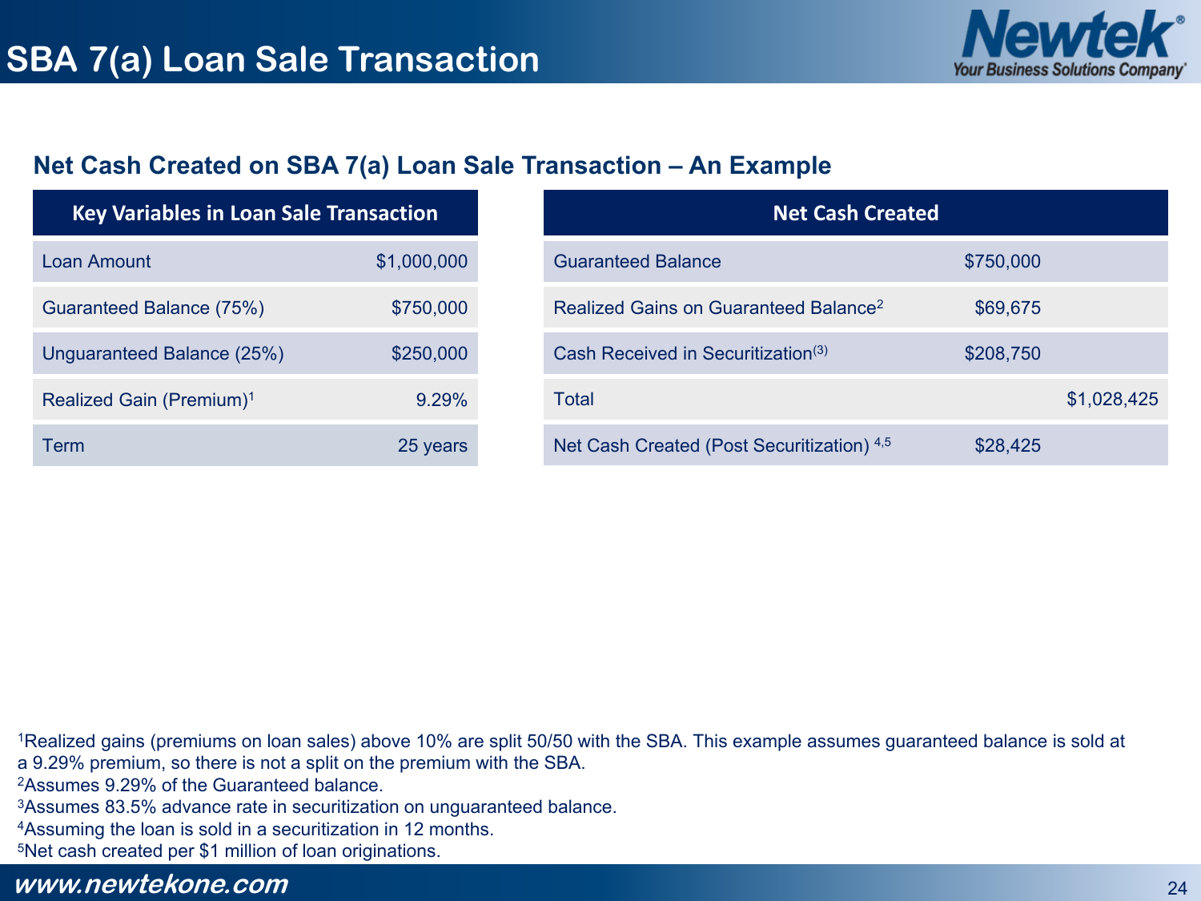# SBA 7(a) Loan Sale Transaction

## Net Cash Created on SBA 7(a) Loan Sale Transaction – An Example

| Key Variables in Loan Sale Transaction | |
|---|---|
| Loan Amount | $1,000,000 |
| Guaranteed Balance (75%) | $750,000 |
| Unguaranteed Balance (25%) | $250,000 |
| Realized Gain (Premium)[1] | 9.29% |
| Term | 25 years |

| Net Cash Created | | |
|---|---|---|
| Guaranteed Balance | $750,000 | |
| Realized Gains on Guaranteed Balance[2] | $69,675 | |
| Cash Received in Securitization[3] | $208,750 | |
| Total | | $1,028,425 |
| Net Cash Created (Post Securitization) [4,5] | $28,425 | |

[1]Realized gains (premiums on loan sales) above 10% are split 50/50 with the SBA. This example assumes guaranteed balance is sold at a 9.29% premium, so there is not a split on the premium with the SBA.
[2]Assumes 9.29% of the Guaranteed balance.
[3]Assumes 83.5% advance rate in securitization on unguaranteed balance.
[4]Assuming the loan is sold in a securitization in 12 months.
[5]Net cash created per $1 million of loan originations.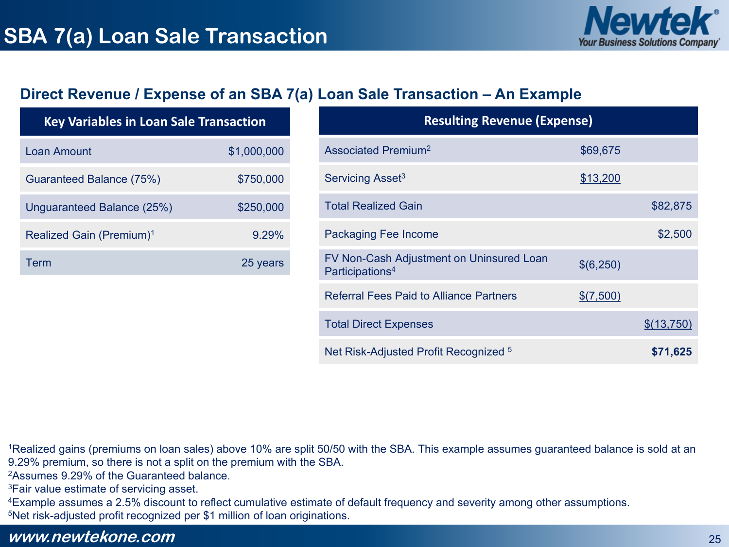# SBA 7(a) Loan Sale Transaction

## Direct Revenue / Expense of an SBA 7(a) Loan Sale Transaction – An Example

| Key Variables in Loan Sale Transaction | |
|---|---|
| Loan Amount | $1,000,000 |
| Guaranteed Balance (75%) | $750,000 |
| Unguaranteed Balance (25%) | $250,000 |
| Realized Gain (Premium)[1] | 9.29% |
| Term | 25 years |

| Resulting Revenue (Expense) | | |
|---|---|---|
| Associated Premium[2] | $69,675 | |
| Servicing Asset[3] | $13,200 | |
| Total Realized Gain | | $82,875 |
| Packaging Fee Income | | $2,500 |
| FV Non-Cash Adjustment on Uninsured Loan Participations[4] | $(6,250) | |
| Referral Fees Paid to Alliance Partners | $(7,500) | |
| Total Direct Expenses | | $(13,750) |
| Net Risk-Adjusted Profit Recognized [5] | | **$71,625** |

[1]Realized gains (premiums on loan sales) above 10% are split 50/50 with the SBA. This example assumes guaranteed balance is sold at an 9.29% premium, so there is not a split on the premium with the SBA.
[2]Assumes 9.29% of the Guaranteed balance.
[3]Fair value estimate of servicing asset.
[4]Example assumes a 2.5% discount to reflect cumulative estimate of default frequency and severity among other assumptions.
[5]Net risk-adjusted profit recognized per $1 million of loan originations.

*www.newtekone.com*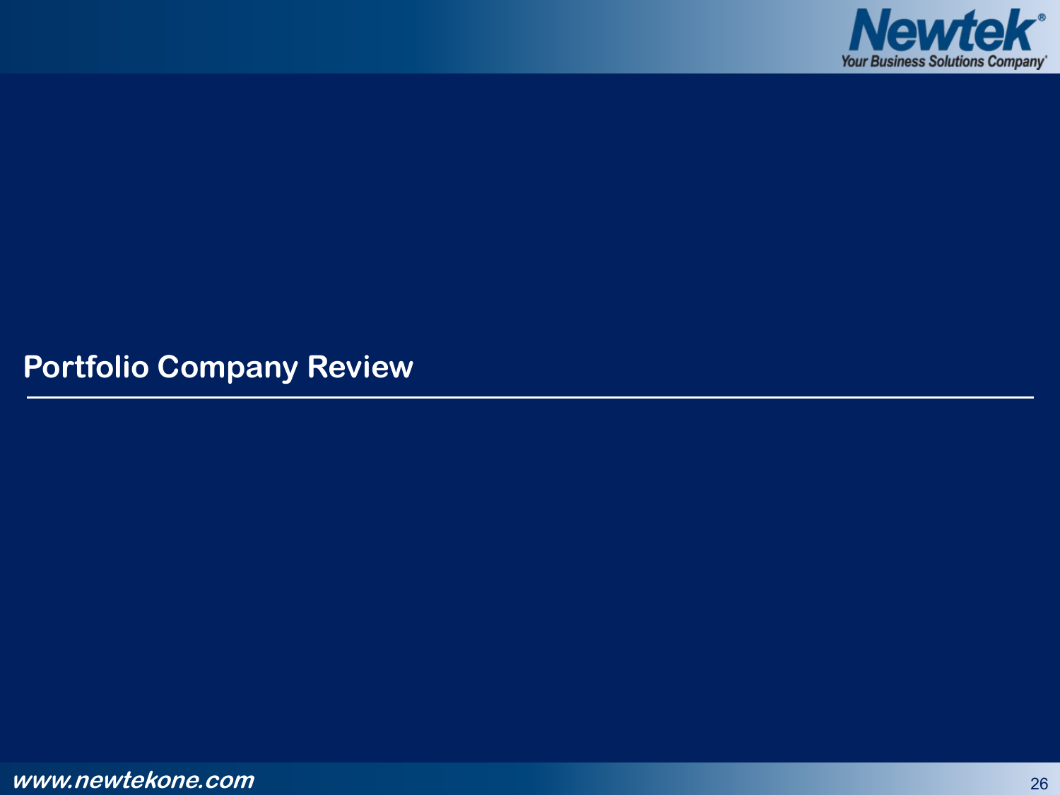# Portfolio Company Review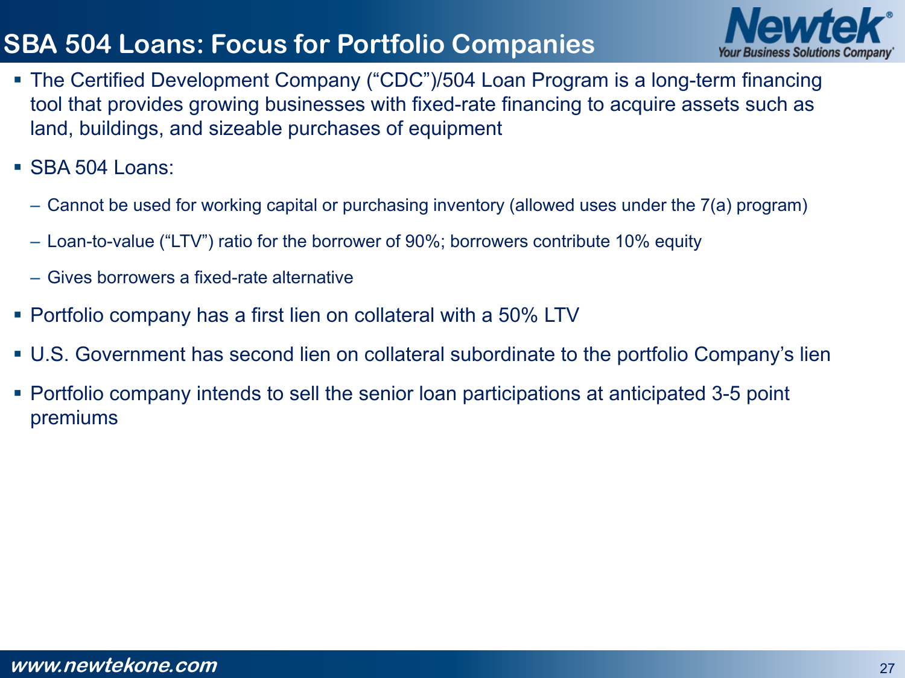# SBA 504 Loans: Focus for Portfolio Companies

- The Certified Development Company ("CDC")/504 Loan Program is a long-term financing tool that provides growing businesses with fixed-rate financing to acquire assets such as land, buildings, and sizeable purchases of equipment
- SBA 504 Loans:
  - Cannot be used for working capital or purchasing inventory (allowed uses under the 7(a) program)
  - Loan-to-value ("LTV") ratio for the borrower of 90%; borrowers contribute 10% equity
  - Gives borrowers a fixed-rate alternative
- Portfolio company has a first lien on collateral with a 50% LTV
- U.S. Government has second lien on collateral subordinate to the portfolio Company's lien
- Portfolio company intends to sell the senior loan participations at anticipated 3-5 point premiums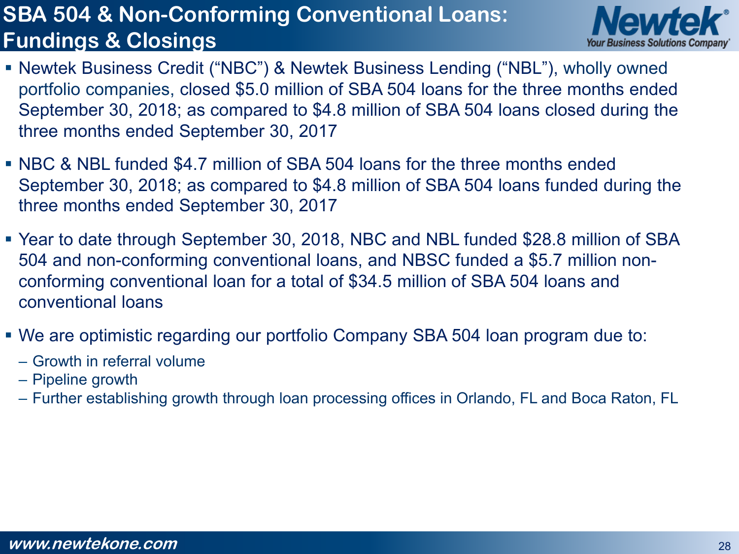# SBA 504 & Non-Conforming Conventional Loans: Fundings & Closings

- Newtek Business Credit ("NBC") & Newtek Business Lending ("NBL"), wholly owned portfolio companies, closed $5.0 million of SBA 504 loans for the three months ended September 30, 2018; as compared to $4.8 million of SBA 504 loans closed during the three months ended September 30, 2017
- NBC & NBL funded $4.7 million of SBA 504 loans for the three months ended September 30, 2018; as compared to $4.8 million of SBA 504 loans funded during the three months ended September 30, 2017
- Year to date through September 30, 2018, NBC and NBL funded $28.8 million of SBA 504 and non-conforming conventional loans, and NBSC funded a $5.7 million non-conforming conventional loan for a total of $34.5 million of SBA 504 loans and conventional loans
- We are optimistic regarding our portfolio Company SBA 504 loan program due to:
  - Growth in referral volume
  - Pipeline growth
  - Further establishing growth through loan processing offices in Orlando, FL and Boca Raton, FL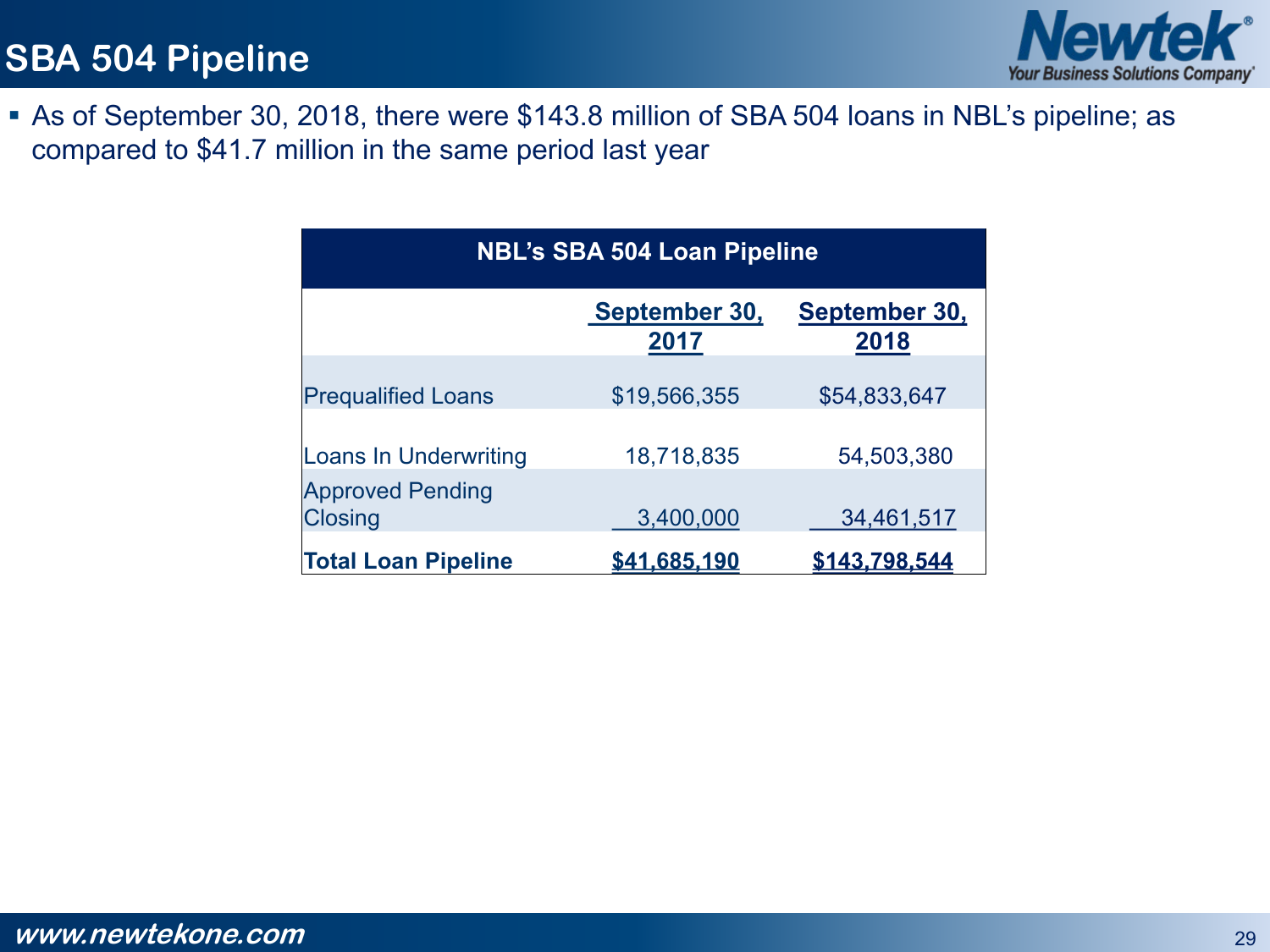# SBA 504 Pipeline

- As of September 30, 2018, there were $143.8 million of SBA 504 loans in NBL's pipeline; as compared to $41.7 million in the same period last year

| NBL's SBA 504 Loan Pipeline | | |
|---|---|---|
| | September 30, 2017 | September 30, 2018 |
| Prequalified Loans | $19,566,355 | $54,833,647 |
| Loans In Underwriting | 18,718,835 | 54,503,380 |
| Approved Pending Closing | 3,400,000 | 34,461,517 |
| **Total Loan Pipeline** | **$41,685,190** | **$143,798,544** |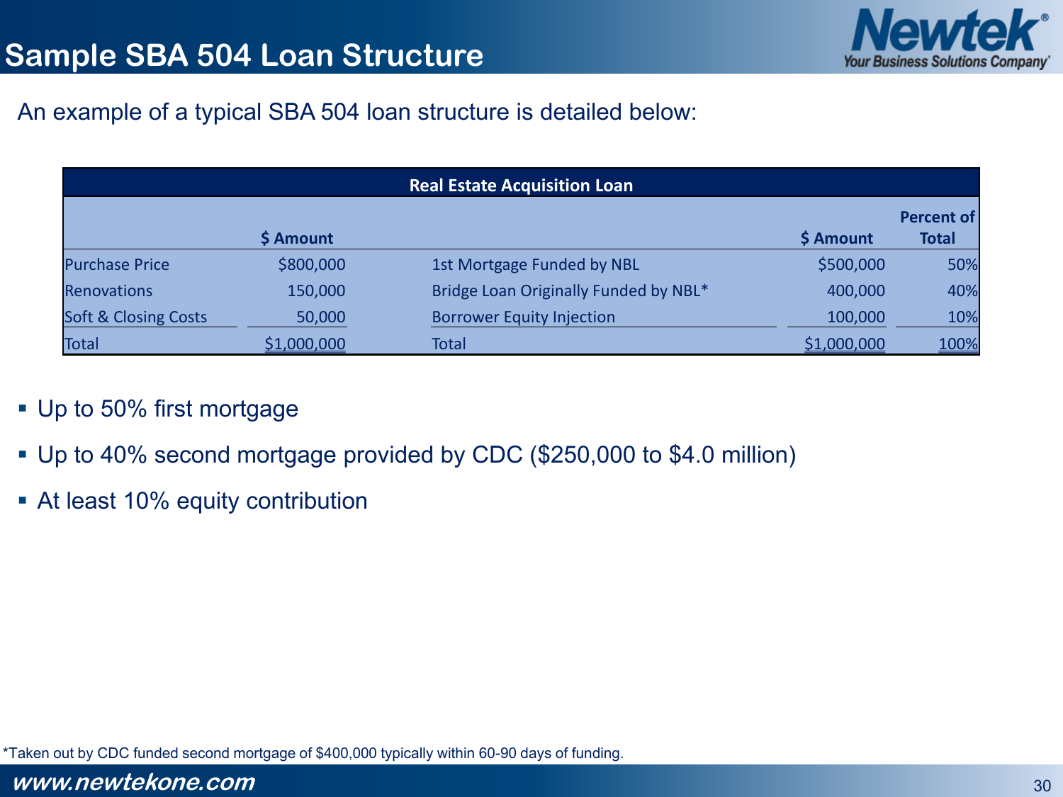# Sample SBA 504 Loan Structure

An example of a typical SBA 504 loan structure is detailed below:

| Real Estate Acquisition Loan | | | | |
|---|---|---|---|---|
| | $ Amount | | $ Amount | Percent of Total |
| Purchase Price | $800,000 | 1st Mortgage Funded by NBL | $500,000 | 50% |
| Renovations | 150,000 | Bridge Loan Originally Funded by NBL* | 400,000 | 40% |
| Soft & Closing Costs | 50,000 | Borrower Equity Injection | 100,000 | 10% |
| Total | $1,000,000 | Total | $1,000,000 | 100% |

- Up to 50% first mortgage
- Up to 40% second mortgage provided by CDC ($250,000 to $4.0 million)
- At least 10% equity contribution

*Taken out by CDC funded second mortgage of $400,000 typically within 60-90 days of funding.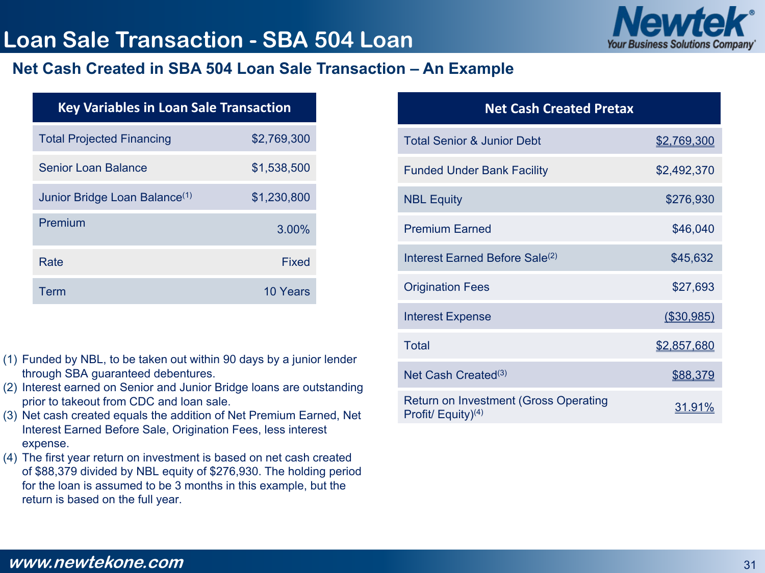# Loan Sale Transaction - SBA 504 Loan

## Net Cash Created in SBA 504 Loan Sale Transaction – An Example

| Key Variables in Loan Sale Transaction | |
|---|---|
| Total Projected Financing | $2,769,300 |
| Senior Loan Balance | $1,538,500 |
| Junior Bridge Loan Balance[1] | $1,230,800 |
| Premium | 3.00% |
| Rate | Fixed |
| Term | 10 Years |

| Net Cash Created Pretax | |
|---|---|
| Total Senior & Junior Debt | $2,769,300 |
| Funded Under Bank Facility | $2,492,370 |
| NBL Equity | $276,930 |
| Premium Earned | $46,040 |
| Interest Earned Before Sale[2] | $45,632 |
| Origination Fees | $27,693 |
| Interest Expense | ($30,985) |
| Total | $2,857,680 |
| Net Cash Created[3] | $88,379 |
| Return on Investment (Gross Operating Profit/ Equity)[4] | 31.91% |

(1) Funded by NBL, to be taken out within 90 days by a junior lender through SBA guaranteed debentures.
(2) Interest earned on Senior and Junior Bridge loans are outstanding prior to takeout from CDC and loan sale.
(3) Net cash created equals the addition of Net Premium Earned, Net Interest Earned Before Sale, Origination Fees, less interest expense.
(4) The first year return on investment is based on net cash created of $88,379 divided by NBL equity of $276,930. The holding period for the loan is assumed to be 3 months in this example, but the return is based on the full year.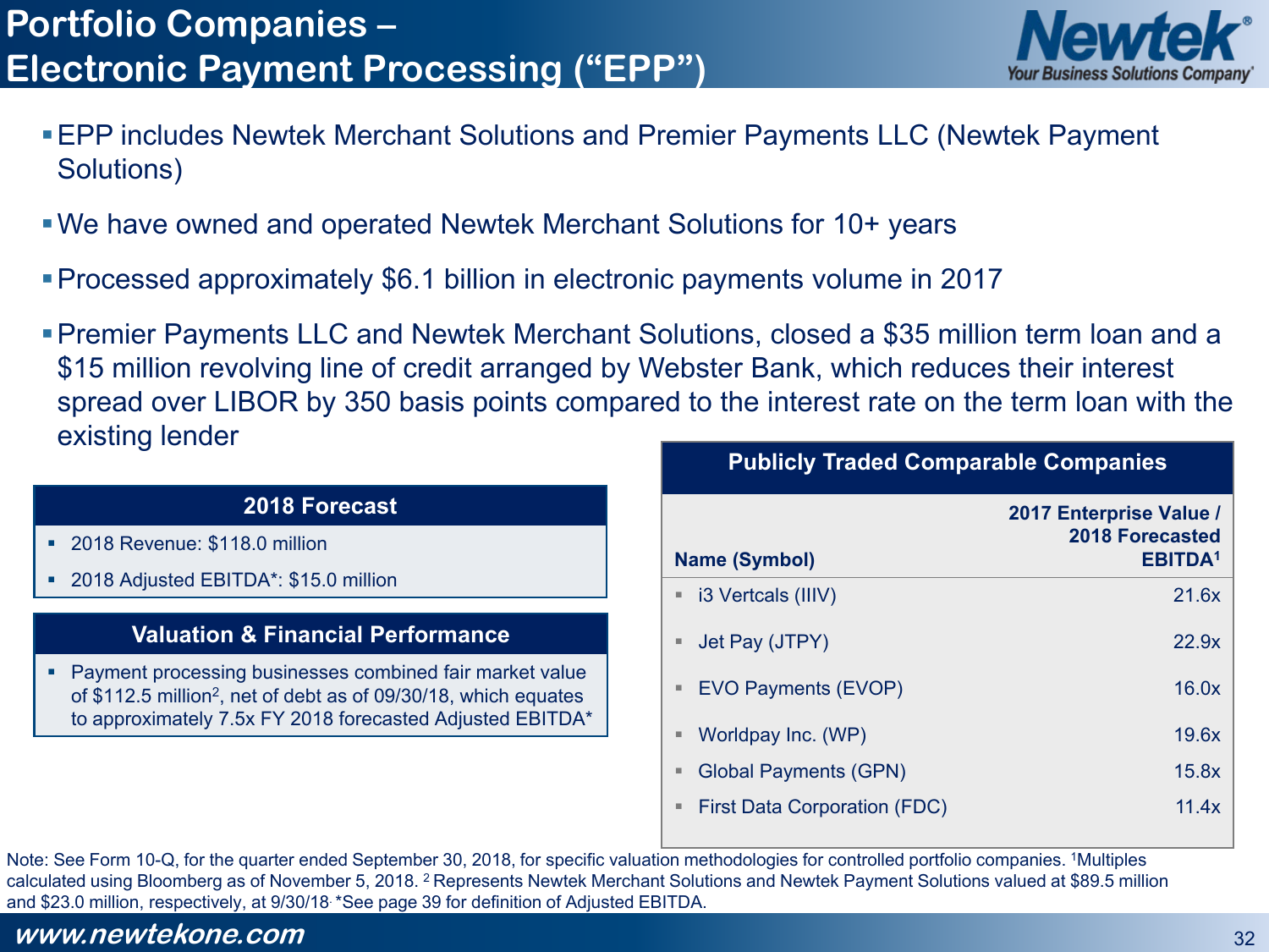# Portfolio Companies – Electronic Payment Processing ("EPP")

- EPP includes Newtek Merchant Solutions and Premier Payments LLC (Newtek Payment Solutions)
- We have owned and operated Newtek Merchant Solutions for 10+ years
- Processed approximately $6.1 billion in electronic payments volume in 2017
- Premier Payments LLC and Newtek Merchant Solutions, closed a $35 million term loan and a $15 million revolving line of credit arranged by Webster Bank, which reduces their interest spread over LIBOR by 350 basis points compared to the interest rate on the term loan with the existing lender

### 2018 Forecast

- 2018 Revenue: $118.0 million
- 2018 Adjusted EBITDA*: $15.0 million

### Valuation & Financial Performance

- Payment processing businesses combined fair market value of $112.5 million[2], net of debt as of 09/30/18, which equates to approximately 7.5x FY 2018 forecasted Adjusted EBITDA*

### Publicly Traded Comparable Companies

| Name (Symbol) | 2017 Enterprise Value / 2018 Forecasted EBITDA[1] |
|---|---|
| i3 Vercals (IIIV) | 21.6x |
| Jet Pay (JTPY) | 22.9x |
| EVO Payments (EVOP) | 16.0x |
| Worldpay Inc. (WP) | 19.6x |
| Global Payments (GPN) | 15.8x |
| First Data Corporation (FDC) | 11.4x |

Note: See Form 10-Q, for the quarter ended September 30, 2018, for specific valuation methodologies for controlled portfolio companies. [1]Multiples calculated using Bloomberg as of November 5, 2018. [2] Represents Newtek Merchant Solutions and Newtek Payment Solutions valued at $89.5 million and $23.0 million, respectively, at 9/30/18. *See page 39 for definition of Adjusted EBITDA.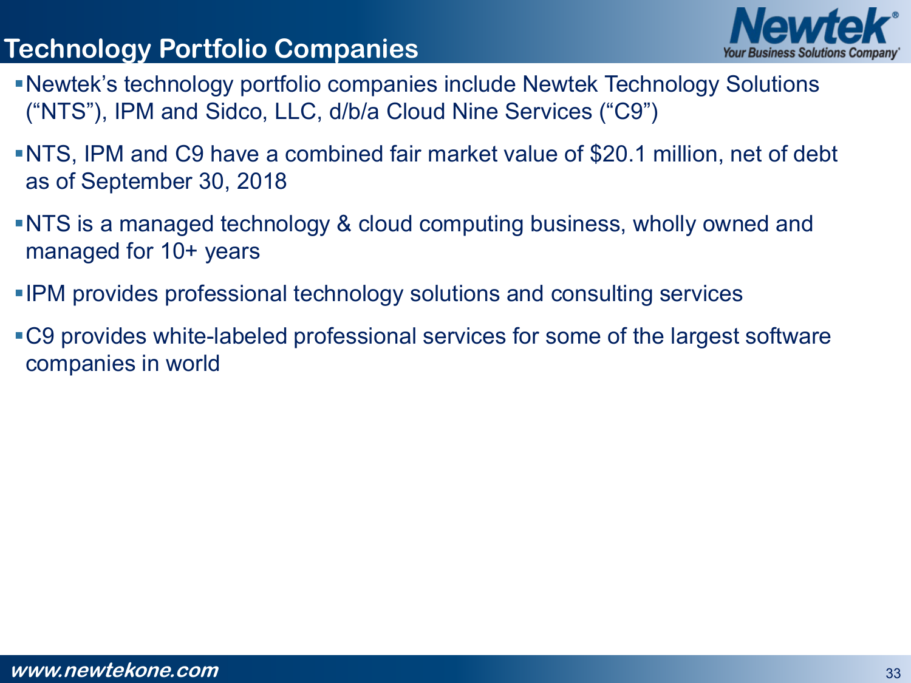# Technology Portfolio Companies

- Newtek's technology portfolio companies include Newtek Technology Solutions ("NTS"), IPM and Sidco, LLC, d/b/a Cloud Nine Services ("C9")
- NTS, IPM and C9 have a combined fair market value of $20.1 million, net of debt as of September 30, 2018
- NTS is a managed technology & cloud computing business, wholly owned and managed for 10+ years
- IPM provides professional technology solutions and consulting services
- C9 provides white-labeled professional services for some of the largest software companies in world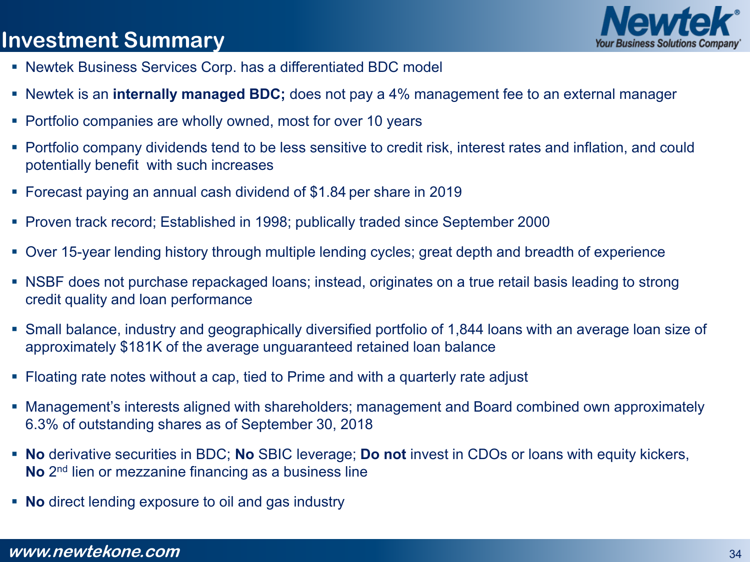# Investment Summary

- Newtek Business Services Corp. has a differentiated BDC model
- Newtek is an **internally managed BDC;** does not pay a 4% management fee to an external manager
- Portfolio companies are wholly owned, most for over 10 years
- Portfolio company dividends tend to be less sensitive to credit risk, interest rates and inflation, and could potentially benefit with such increases
- Forecast paying an annual cash dividend of $1.84 per share in 2019
- Proven track record; Established in 1998; publically traded since September 2000
- Over 15-year lending history through multiple lending cycles; great depth and breadth of experience
- NSBF does not purchase repackaged loans; instead, originates on a true retail basis leading to strong credit quality and loan performance
- Small balance, industry and geographically diversified portfolio of 1,844 loans with an average loan size of approximately $181K of the average unguaranteed retained loan balance
- Floating rate notes without a cap, tied to Prime and with a quarterly rate adjust
- Management's interests aligned with shareholders; management and Board combined own approximately 6.3% of outstanding shares as of September 30, 2018
- **No** derivative securities in BDC; **No** SBIC leverage; **Do not** invest in CDOs or loans with equity kickers, **No** 2nd lien or mezzanine financing as a business line
- **No** direct lending exposure to oil and gas industry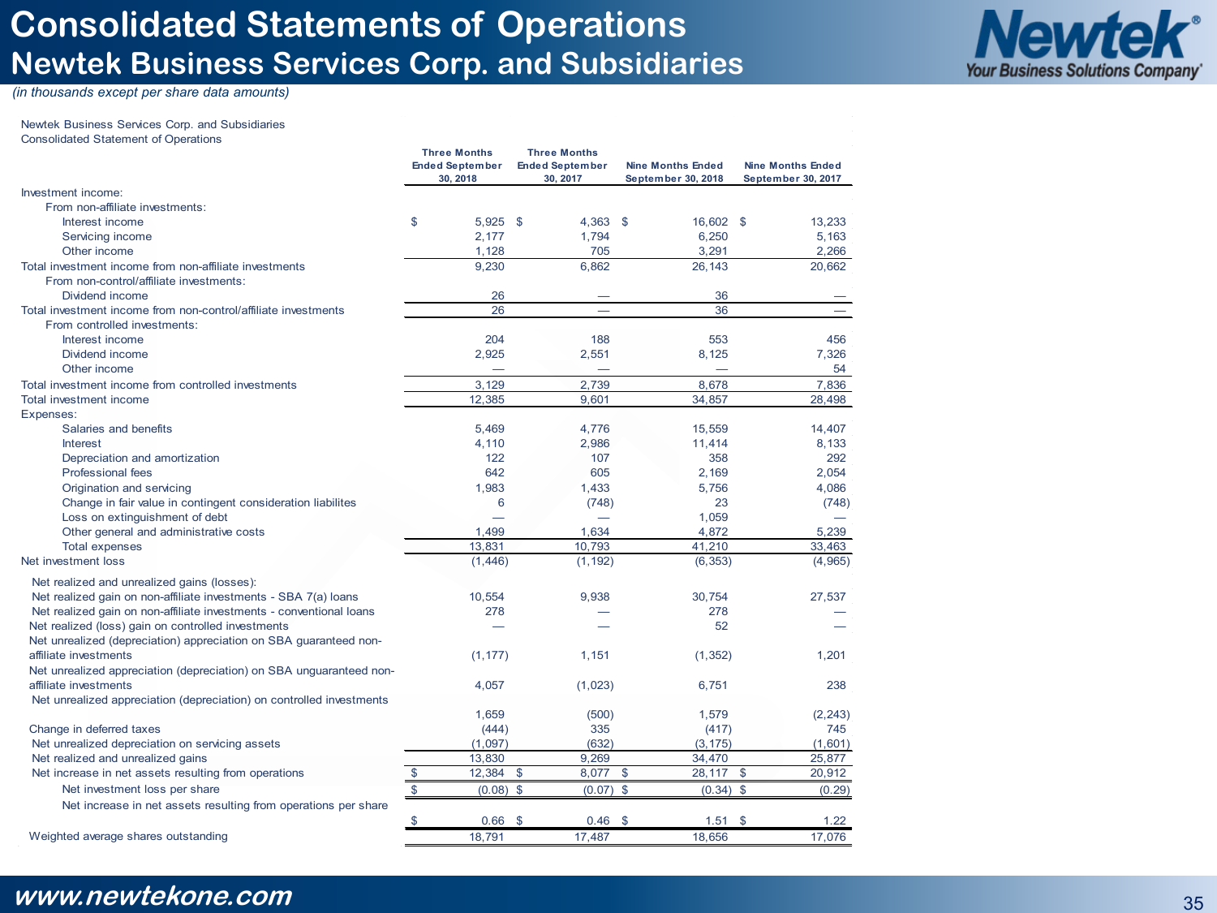# Consolidated Statements of Operations
## Newtek Business Services Corp. and Subsidiaries

*(in thousands except per share data amounts)*

Newtek Business Services Corp. and Subsidiaries
Consolidated Statement of Operations

| | Three Months Ended September 30, 2018 | Three Months Ended September 30, 2017 | Nine Months Ended September 30, 2018 | Nine Months Ended September 30, 2017 |
|---|---|---|---|---|
| Investment income: | | | | |
| From non-affiliate investments: | | | | |
| Interest income | $ 5,925 | $ 4,363 | $ 16,602 | $ 13,233 |
| Servicing income | 2,177 | 1,794 | 6,250 | 5,163 |
| Other income | 1,128 | 705 | 3,291 | 2,266 |
| Total investment income from non-affiliate investments | 9,230 | 6,862 | 26,143 | 20,662 |
| From non-control/affiliate investments: | | | | |
| Dividend income | 26 | — | 36 | — |
| Total investment income from non-control/affiliate investments | 26 | — | 36 | — |
| From controlled investments: | | | | |
| Interest income | 204 | 188 | 553 | 456 |
| Dividend income | 2,925 | 2,551 | 8,125 | 7,326 |
| Other income | — | — | — | 54 |
| Total investment income from controlled investments | 3,129 | 2,739 | 8,678 | 7,836 |
| Total investment income | 12,385 | 9,601 | 34,857 | 28,498 |
| Expenses: | | | | |
| Salaries and benefits | 5,469 | 4,776 | 15,559 | 14,407 |
| Interest | 4,110 | 2,986 | 11,414 | 8,133 |
| Depreciation and amortization | 122 | 107 | 358 | 292 |
| Professional fees | 642 | 605 | 2,169 | 2,054 |
| Origination and servicing | 1,983 | 1,433 | 5,756 | 4,086 |
| Change in fair value in contingent consideration liabilites | 6 | (748) | 23 | (748) |
| Loss on extinguishment of debt | — | — | 1,059 | — |
| Other general and administrative costs | 1,499 | 1,634 | 4,872 | 5,239 |
| Total expenses | 13,831 | 10,793 | 41,210 | 33,463 |
| Net investment loss | (1,446) | (1,192) | (6,353) | (4,965) |
| Net realized and unrealized gains (losses): | | | | |
| Net realized gain on non-affiliate investments - SBA 7(a) loans | 10,554 | 9,938 | 30,754 | 27,537 |
| Net realized gain on non-affiliate investments - conventional loans | 278 | — | 278 | — |
| Net realized (loss) gain on controlled investments | — | — | 52 | — |
| Net unrealized (depreciation) appreciation on SBA guaranteed non-affiliate investments | (1,177) | 1,151 | (1,352) | 1,201 |
| Net unrealized appreciation (depreciation) on SBA unguaranteed non-affiliate investments | 4,057 | (1,023) | 6,751 | 238 |
| Net unrealized appreciation (depreciation) on controlled investments | 1,659 | (500) | 1,579 | (2,243) |
| Change in deferred taxes | (444) | 335 | (417) | 745 |
| Net unrealized depreciation on servicing assets | (1,097) | (632) | (3,175) | (1,601) |
| Net realized and unrealized gains | 13,830 | 9,269 | 34,470 | 25,877 |
| Net increase in net assets resulting from operations | $ 12,384 | $ 8,077 | $ 28,117 | $ 20,912 |
| Net investment loss per share | $ (0.08) | $ (0.07) | $ (0.34) | $ (0.29) |
| Net increase in net assets resulting from operations per share | $ 0.66 | $ 0.46 | $ 1.51 | $ 1.22 |
| Weighted average shares outstanding | 18,791 | 17,487 | 18,656 | 17,076 |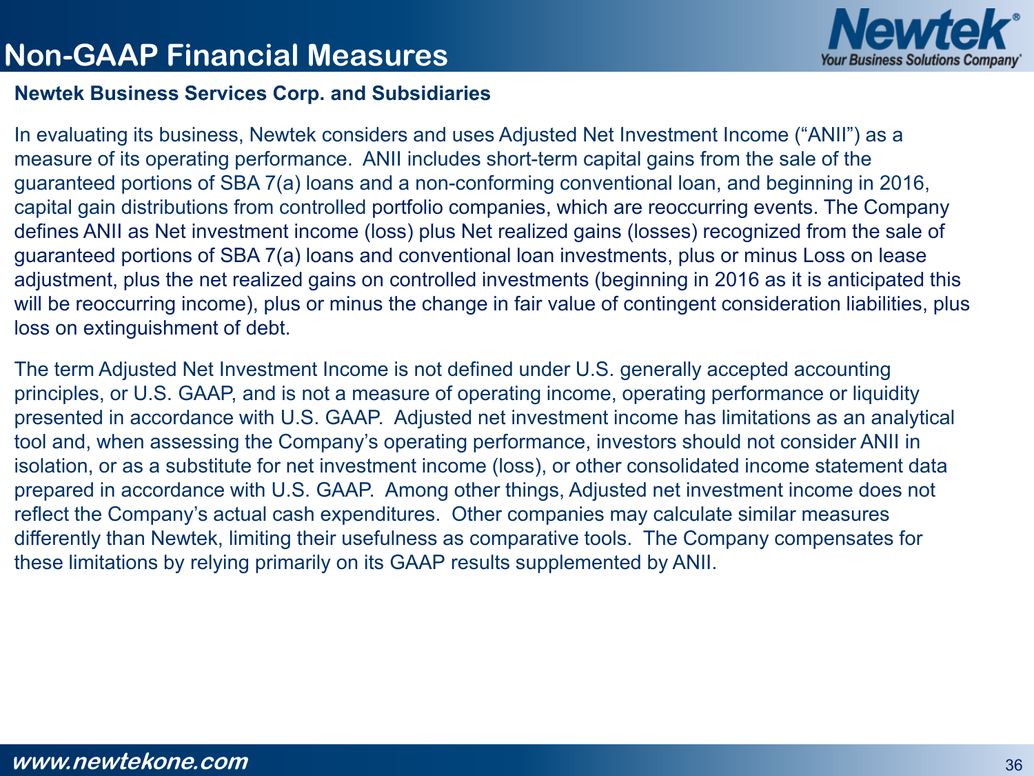# Non-GAAP Financial Measures

**Newtek Business Services Corp. and Subsidiaries**

In evaluating its business, Newtek considers and uses Adjusted Net Investment Income ("ANII") as a measure of its operating performance. ANII includes short-term capital gains from the sale of the guaranteed portions of SBA 7(a) loans and a non-conforming conventional loan, and beginning in 2016, capital gain distributions from controlled portfolio companies, which are reoccurring events. The Company defines ANII as Net investment income (loss) plus Net realized gains (losses) recognized from the sale of guaranteed portions of SBA 7(a) loans and conventional loan investments, plus or minus Loss on lease adjustment, plus the net realized gains on controlled investments (beginning in 2016 as it is anticipated this will be reoccurring income), plus or minus the change in fair value of contingent consideration liabilities, plus loss on extinguishment of debt.

The term Adjusted Net Investment Income is not defined under U.S. generally accepted accounting principles, or U.S. GAAP, and is not a measure of operating income, operating performance or liquidity presented in accordance with U.S. GAAP. Adjusted net investment income has limitations as an analytical tool and, when assessing the Company's operating performance, investors should not consider ANII in isolation, or as a substitute for net investment income (loss), or other consolidated income statement data prepared in accordance with U.S. GAAP. Among other things, Adjusted net investment income does not reflect the Company's actual cash expenditures. Other companies may calculate similar measures differently than Newtek, limiting their usefulness as comparative tools. The Company compensates for these limitations by relying primarily on its GAAP results supplemented by ANII.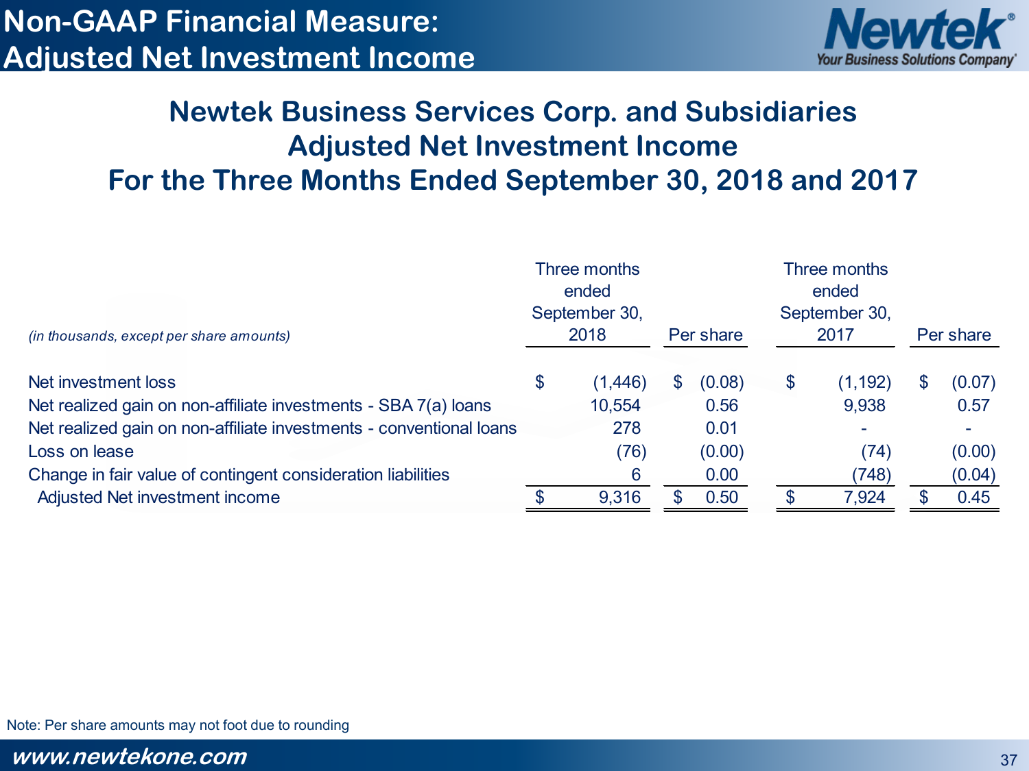# Non-GAAP Financial Measure: Adjusted Net Investment Income

## Newtek Business Services Corp. and Subsidiaries
## Adjusted Net Investment Income
## For the Three Months Ended September 30, 2018 and 2017

| *(in thousands, except per share amounts)* | Three months ended September 30, 2018 | Per share | Three months ended September 30, 2017 | Per share |
|---|---|---|---|---|
| Net investment loss | $ (1,446) | $ (0.08) | $ (1,192) | $ (0.07) |
| Net realized gain on non-affiliate investments - SBA 7(a) loans | 10,554 | 0.56 | 9,938 | 0.57 |
| Net realized gain on non-affiliate investments - conventional loans | 278 | 0.01 | - | - |
| Loss on lease | (76) | (0.00) | (74) | (0.00) |
| Change in fair value of contingent consideration liabilities | 6 | 0.00 | (748) | (0.04) |
| Adjusted Net investment income | $ 9,316 | $ 0.50 | $ 7,924 | $ 0.45 |

Note: Per share amounts may not foot due to rounding

www.newtekone.com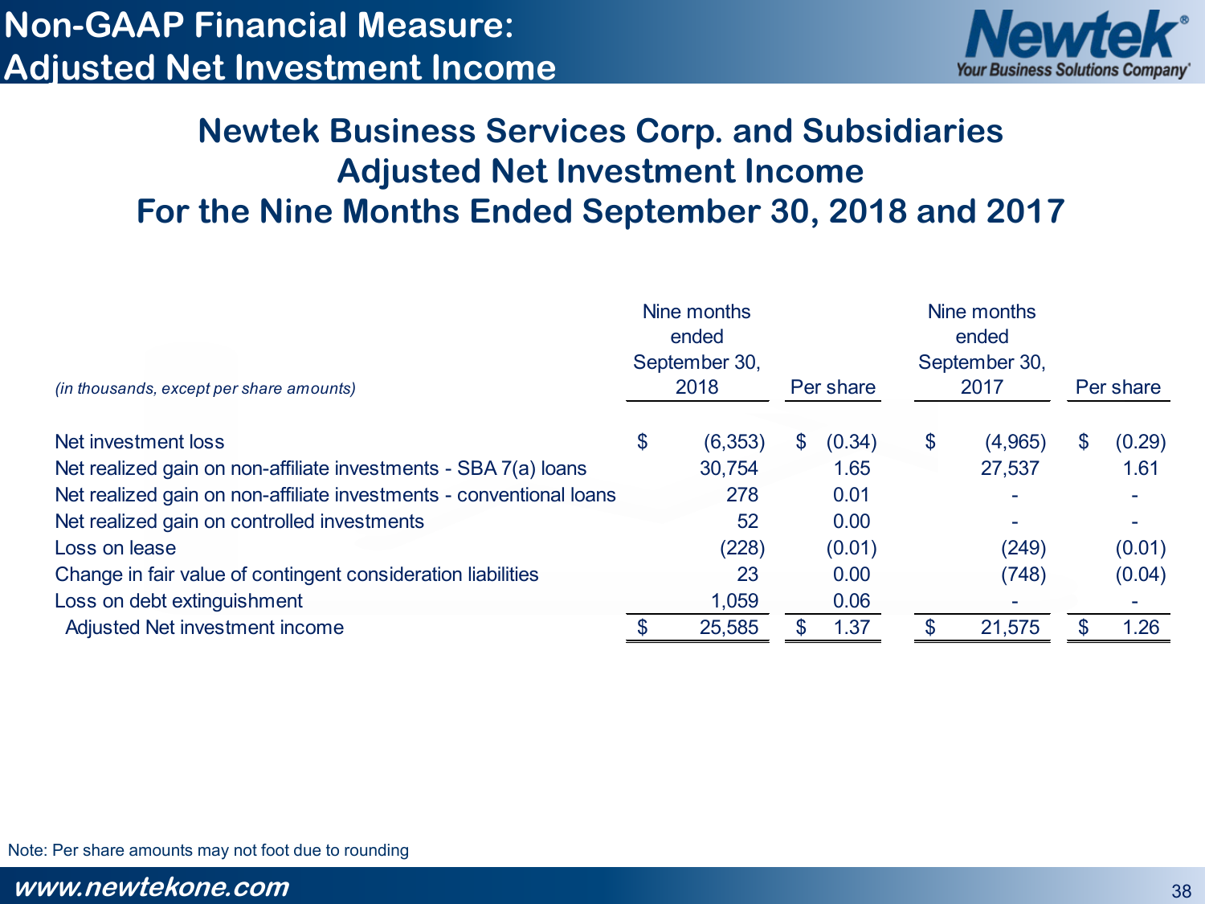# Non-GAAP Financial Measure: Adjusted Net Investment Income

## Newtek Business Services Corp. and Subsidiaries
## Adjusted Net Investment Income
## For the Nine Months Ended September 30, 2018 and 2017

| *(in thousands, except per share amounts)* | Nine months ended September 30, 2018 | Per share | Nine months ended September 30, 2017 | Per share |
|---|---|---|---|---|
| Net investment loss | $ (6,353) | $ (0.34) | $ (4,965) | $ (0.29) |
| Net realized gain on non-affiliate investments - SBA 7(a) loans | 30,754 | 1.65 | 27,537 | 1.61 |
| Net realized gain on non-affiliate investments - conventional loans | 278 | 0.01 | - | - |
| Net realized gain on controlled investments | 52 | 0.00 | - | - |
| Loss on lease | (228) | (0.01) | (249) | (0.01) |
| Change in fair value of contingent consideration liabilities | 23 | 0.00 | (748) | (0.04) |
| Loss on debt extinguishment | 1,059 | 0.06 | - | - |
| Adjusted Net investment income | $ 25,585 | $ 1.37 | $ 21,575 | $ 1.26 |

Note: Per share amounts may not foot due to rounding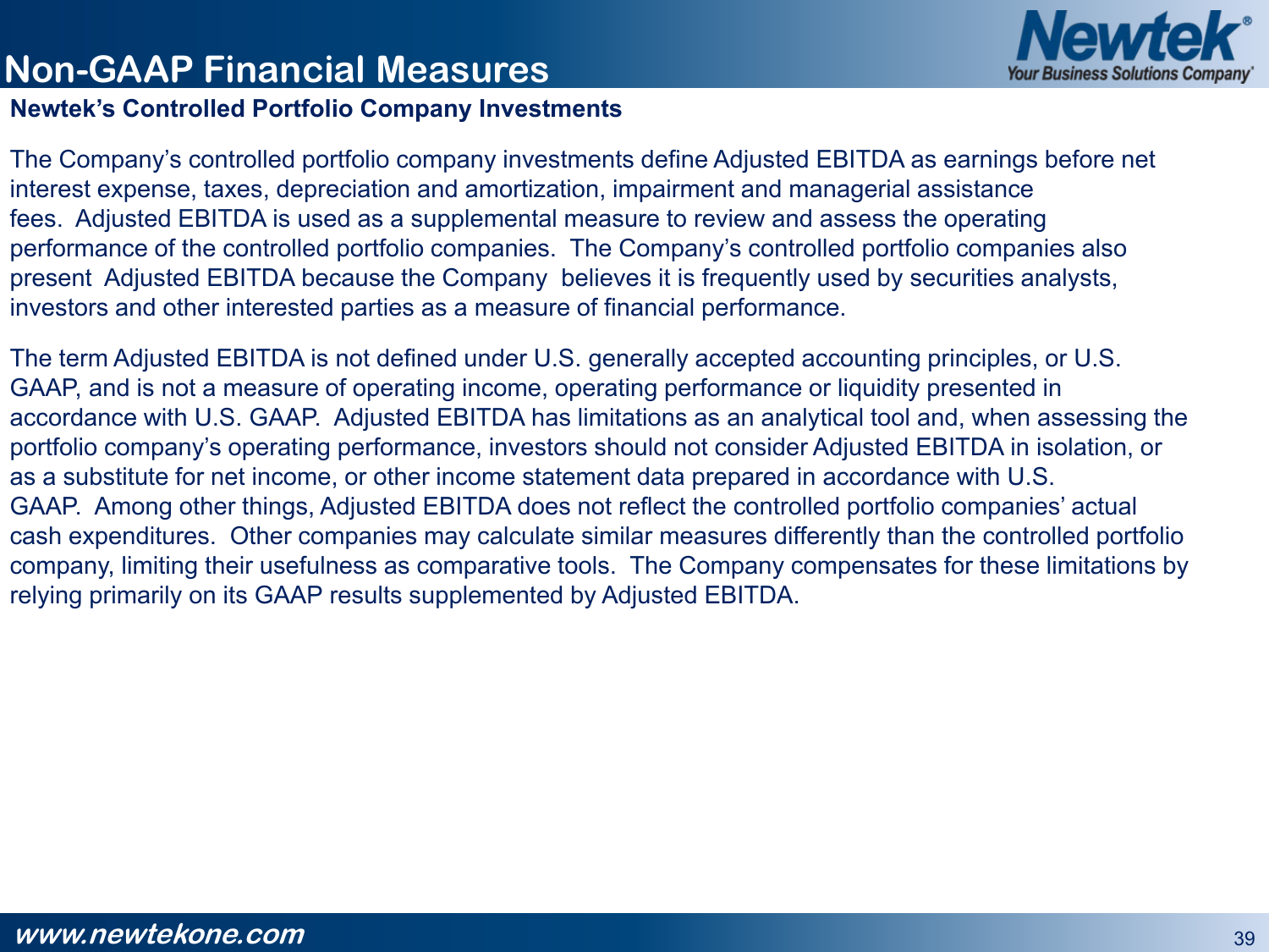# Non-GAAP Financial Measures

## Newtek's Controlled Portfolio Company Investments

The Company's controlled portfolio company investments define Adjusted EBITDA as earnings before net interest expense, taxes, depreciation and amortization, impairment and managerial assistance fees. Adjusted EBITDA is used as a supplemental measure to review and assess the operating performance of the controlled portfolio companies. The Company's controlled portfolio companies also present Adjusted EBITDA because the Company believes it is frequently used by securities analysts, investors and other interested parties as a measure of financial performance.

The term Adjusted EBITDA is not defined under U.S. generally accepted accounting principles, or U.S. GAAP, and is not a measure of operating income, operating performance or liquidity presented in accordance with U.S. GAAP. Adjusted EBITDA has limitations as an analytical tool and, when assessing the portfolio company's operating performance, investors should not consider Adjusted EBITDA in isolation, or as a substitute for net income, or other income statement data prepared in accordance with U.S. GAAP. Among other things, Adjusted EBITDA does not reflect the controlled portfolio companies' actual cash expenditures. Other companies may calculate similar measures differently than the controlled portfolio company, limiting their usefulness as comparative tools. The Company compensates for these limitations by relying primarily on its GAAP results supplemented by Adjusted EBITDA.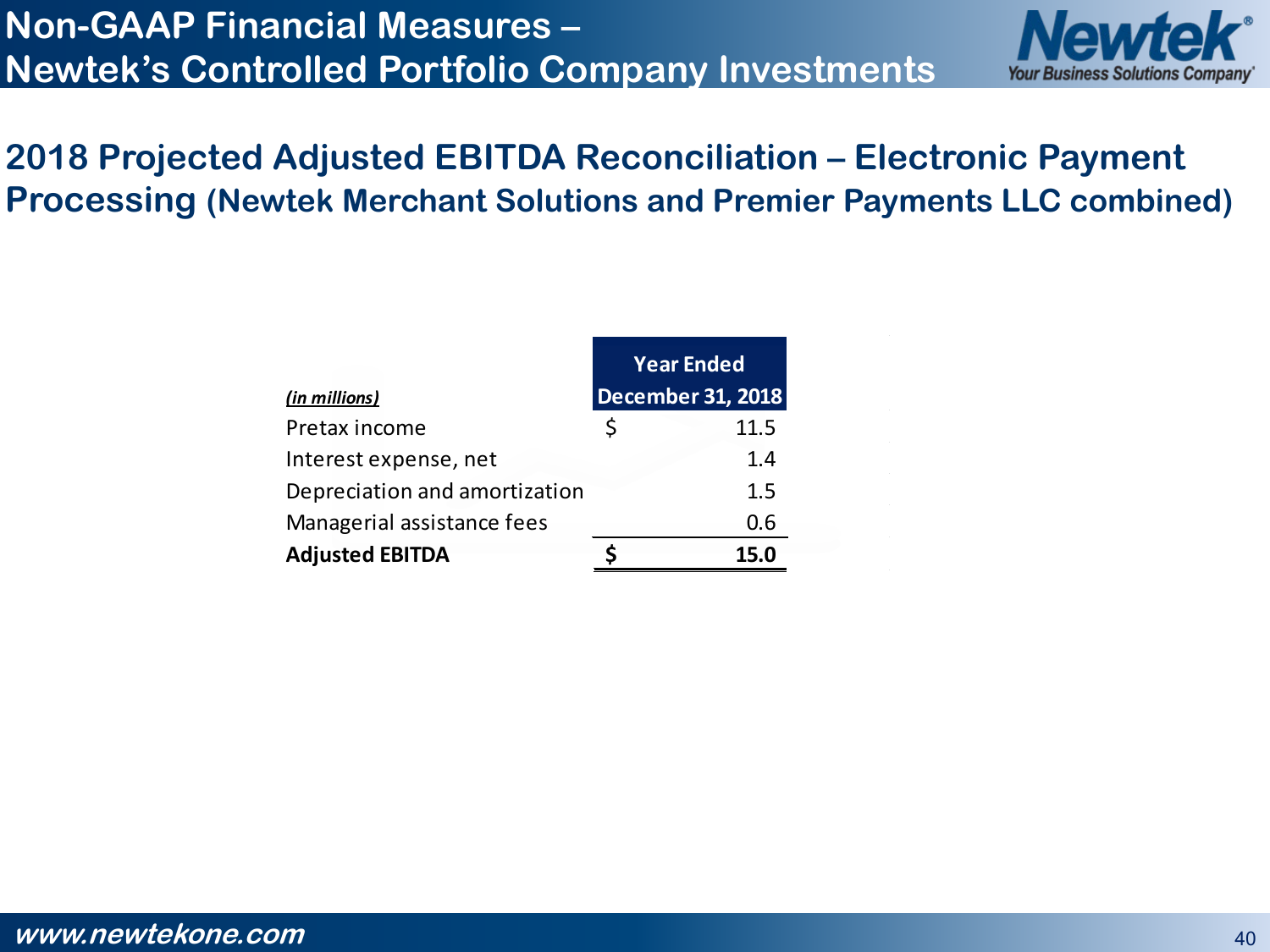# Non-GAAP Financial Measures – Newtek's Controlled Portfolio Company Investments

## 2018 Projected Adjusted EBITDA Reconciliation – Electronic Payment Processing (Newtek Merchant Solutions and Premier Payments LLC combined)

| *(in millions)* | Year Ended December 31, 2018 |
|---|---|
| Pretax income | $ 11.5 |
| Interest expense, net | 1.4 |
| Depreciation and amortization | 1.5 |
| Managerial assistance fees | 0.6 |
| **Adjusted EBITDA** | **$ 15.0** |

*www.newtekone.com*